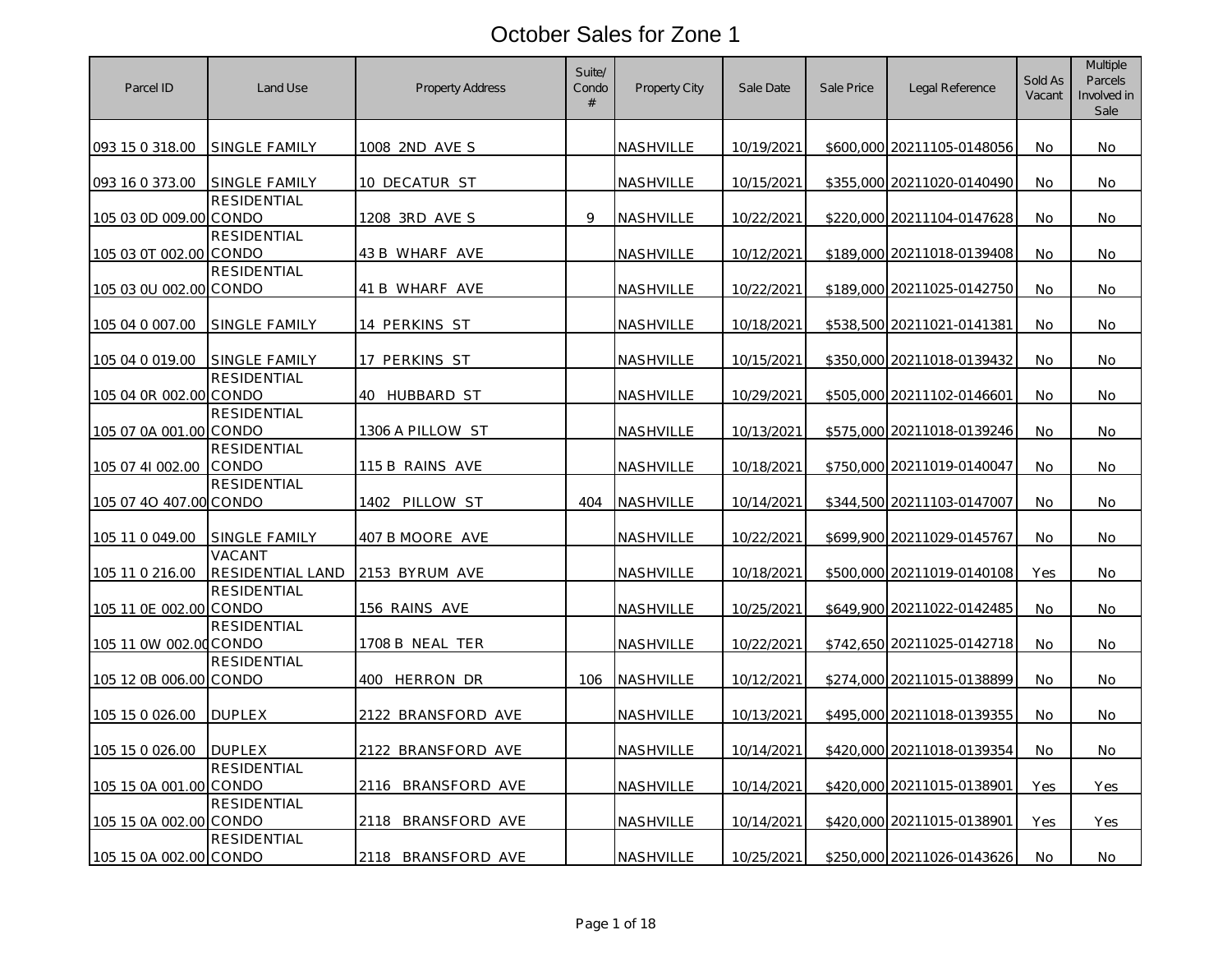# October Sales for Zone 1

| Parcel ID | Land Use | Property Address | Suite/ Condo # | Property City | Sale Date | Sale Price | Legal Reference | Sold As Vacant | Multiple Parcels Involved in Sale |
|---|---|---|---|---|---|---|---|---|---|
| 093 15 0 318.00 | SINGLE FAMILY | 1008 2ND AVE S | | NASHVILLE | 10/19/2021 | $600,000 | 20211105-0148056 | No | No |
| 093 16 0 373.00 | SINGLE FAMILY | 10 DECATUR ST | | NASHVILLE | 10/15/2021 | $355,000 | 20211020-0140490 | No | No |
| 105 03 0D 009.00 | RESIDENTIAL CONDO | 1208 3RD AVE S | 9 | NASHVILLE | 10/22/2021 | $220,000 | 20211104-0147628 | No | No |
| 105 03 0T 002.00 | RESIDENTIAL CONDO | 43 B WHARF AVE | | NASHVILLE | 10/12/2021 | $189,000 | 20211018-0139408 | No | No |
| 105 03 0U 002.00 | RESIDENTIAL CONDO | 41 B WHARF AVE | | NASHVILLE | 10/22/2021 | $189,000 | 20211025-0142750 | No | No |
| 105 04 0 007.00 | SINGLE FAMILY | 14 PERKINS ST | | NASHVILLE | 10/18/2021 | $538,500 | 20211021-0141381 | No | No |
| 105 04 0 019.00 | SINGLE FAMILY | 17 PERKINS ST | | NASHVILLE | 10/15/2021 | $350,000 | 20211018-0139432 | No | No |
| 105 04 0R 002.00 | RESIDENTIAL CONDO | 40 HUBBARD ST | | NASHVILLE | 10/29/2021 | $505,000 | 20211102-0146601 | No | No |
| 105 07 0A 001.00 | RESIDENTIAL CONDO | 1306 A PILLOW ST | | NASHVILLE | 10/13/2021 | $575,000 | 20211018-0139246 | No | No |
| 105 07 4I 002.00 | RESIDENTIAL CONDO | 115 B RAINS AVE | | NASHVILLE | 10/18/2021 | $750,000 | 20211019-0140047 | No | No |
| 105 07 4O 407.00 | RESIDENTIAL CONDO | 1402 PILLOW ST | 404 | NASHVILLE | 10/14/2021 | $344,500 | 20211103-0147007 | No | No |
| 105 11 0 049.00 | SINGLE FAMILY | 407 B MOORE AVE | | NASHVILLE | 10/22/2021 | $699,900 | 20211029-0145767 | No | No |
| 105 11 0 216.00 | VACANT RESIDENTIAL LAND | 2153 BYRUM AVE | | NASHVILLE | 10/18/2021 | $500,000 | 20211019-0140108 | Yes | No |
| 105 11 0E 002.00 | RESIDENTIAL CONDO | 156 RAINS AVE | | NASHVILLE | 10/25/2021 | $649,900 | 20211022-0142485 | No | No |
| 105 11 0W 002.00 | RESIDENTIAL CONDO | 1708 B NEAL TER | | NASHVILLE | 10/22/2021 | $742,650 | 20211025-0142718 | No | No |
| 105 12 0B 006.00 | RESIDENTIAL CONDO | 400 HERRON DR | 106 | NASHVILLE | 10/12/2021 | $274,000 | 20211015-0138899 | No | No |
| 105 15 0 026.00 | DUPLEX | 2122 BRANSFORD AVE | | NASHVILLE | 10/13/2021 | $495,000 | 20211018-0139355 | No | No |
| 105 15 0 026.00 | DUPLEX | 2122 BRANSFORD AVE | | NASHVILLE | 10/14/2021 | $420,000 | 20211018-0139354 | No | No |
| 105 15 0A 001.00 | RESIDENTIAL CONDO | 2116 BRANSFORD AVE | | NASHVILLE | 10/14/2021 | $420,000 | 20211015-0138901 | Yes | Yes |
| 105 15 0A 002.00 | RESIDENTIAL CONDO | 2118 BRANSFORD AVE | | NASHVILLE | 10/14/2021 | $420,000 | 20211015-0138901 | Yes | Yes |
| 105 15 0A 002.00 | RESIDENTIAL CONDO | 2118 BRANSFORD AVE | | NASHVILLE | 10/25/2021 | $250,000 | 20211026-0143626 | No | No |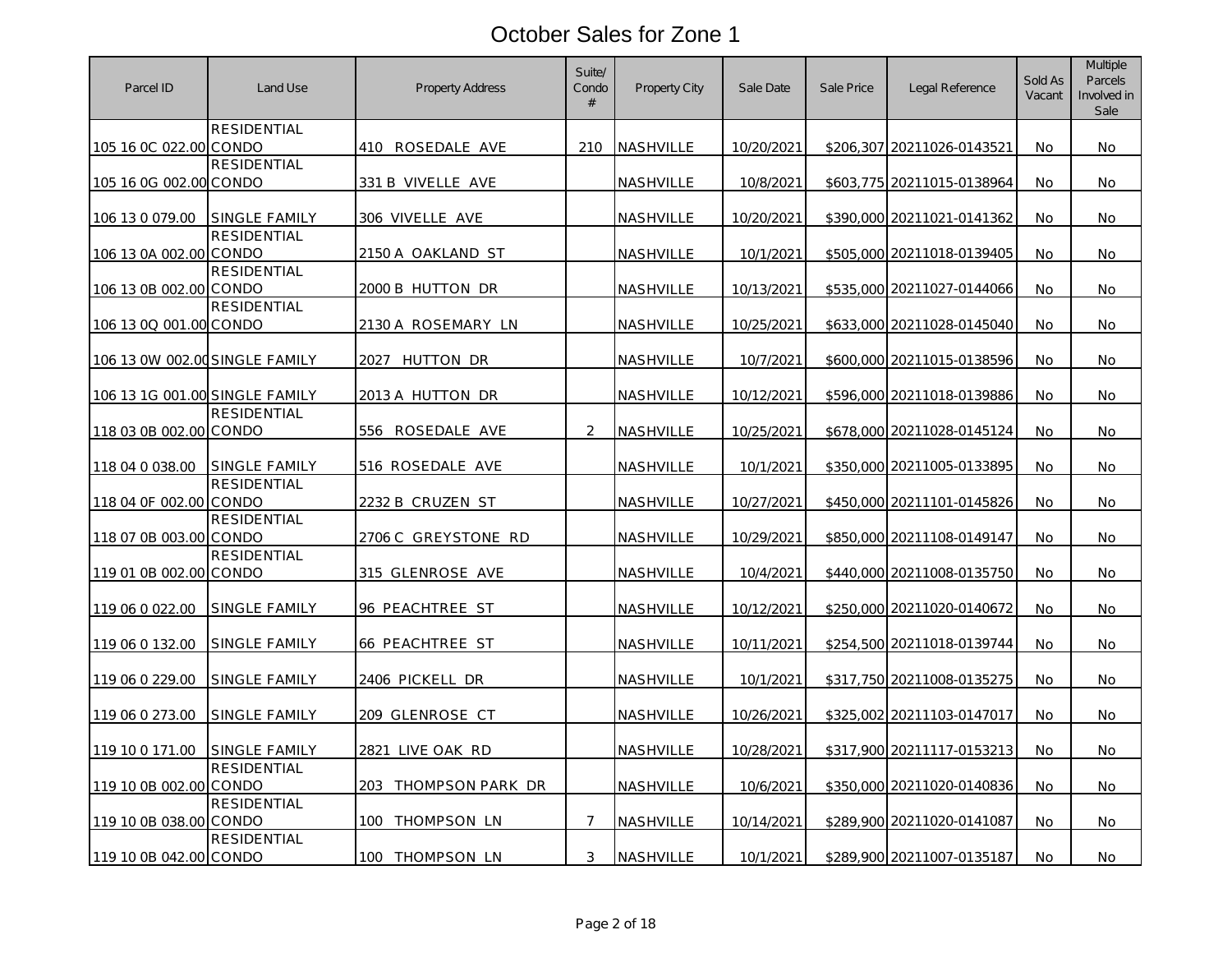# October Sales for Zone 1

| Parcel ID | Land Use | Property Address | Suite/ Condo # | Property City | Sale Date | Sale Price | Legal Reference | Sold As Vacant | Multiple Parcels Involved in Sale |
|---|---|---|---|---|---|---|---|---|---|
| 105 16 0C 022.00 | RESIDENTIAL CONDO | 410 ROSEDALE AVE | 210 | NASHVILLE | 10/20/2021 | $206,307 | 20211026-0143521 | No | No |
| 105 16 0G 002.00 | RESIDENTIAL CONDO | 331 B VIVELLE AVE | | NASHVILLE | 10/8/2021 | $603,775 | 20211015-0138964 | No | No |
| 106 13 0 079.00 | SINGLE FAMILY | 306 VIVELLE AVE | | NASHVILLE | 10/20/2021 | $390,000 | 20211021-0141362 | No | No |
| 106 13 0A 002.00 | RESIDENTIAL CONDO | 2150 A OAKLAND ST | | NASHVILLE | 10/1/2021 | $505,000 | 20211018-0139405 | No | No |
| 106 13 0B 002.00 | RESIDENTIAL CONDO | 2000 B HUTTON DR | | NASHVILLE | 10/13/2021 | $535,000 | 20211027-0144066 | No | No |
| 106 13 0Q 001.00 | RESIDENTIAL CONDO | 2130 A ROSEMARY LN | | NASHVILLE | 10/25/2021 | $633,000 | 20211028-0145040 | No | No |
| 106 13 0W 002.00 | SINGLE FAMILY | 2027 HUTTON DR | | NASHVILLE | 10/7/2021 | $600,000 | 20211015-0138596 | No | No |
| 106 13 1G 001.00 | SINGLE FAMILY | 2013 A HUTTON DR | | NASHVILLE | 10/12/2021 | $596,000 | 20211018-0139886 | No | No |
| 118 03 0B 002.00 | RESIDENTIAL CONDO | 556 ROSEDALE AVE | 2 | NASHVILLE | 10/25/2021 | $678,000 | 20211028-0145124 | No | No |
| 118 04 0 038.00 | SINGLE FAMILY | 516 ROSEDALE AVE | | NASHVILLE | 10/1/2021 | $350,000 | 20211005-0133895 | No | No |
| 118 04 0F 002.00 | RESIDENTIAL CONDO | 2232 B CRUZEN ST | | NASHVILLE | 10/27/2021 | $450,000 | 20211101-0145826 | No | No |
| 118 07 0B 003.00 | RESIDENTIAL CONDO | 2706 C GREYSTONE RD | | NASHVILLE | 10/29/2021 | $850,000 | 20211108-0149147 | No | No |
| 119 01 0B 002.00 | RESIDENTIAL CONDO | 315 GLENROSE AVE | | NASHVILLE | 10/4/2021 | $440,000 | 20211008-0135750 | No | No |
| 119 06 0 022.00 | SINGLE FAMILY | 96 PEACHTREE ST | | NASHVILLE | 10/12/2021 | $250,000 | 20211020-0140672 | No | No |
| 119 06 0 132.00 | SINGLE FAMILY | 66 PEACHTREE ST | | NASHVILLE | 10/11/2021 | $254,500 | 20211018-0139744 | No | No |
| 119 06 0 229.00 | SINGLE FAMILY | 2406 PICKELL DR | | NASHVILLE | 10/1/2021 | $317,750 | 20211008-0135275 | No | No |
| 119 06 0 273.00 | SINGLE FAMILY | 209 GLENROSE CT | | NASHVILLE | 10/26/2021 | $325,002 | 20211103-0147017 | No | No |
| 119 10 0 171.00 | SINGLE FAMILY | 2821 LIVE OAK RD | | NASHVILLE | 10/28/2021 | $317,900 | 20211117-0153213 | No | No |
| 119 10 0B 002.00 | RESIDENTIAL CONDO | 203 THOMPSON PARK DR | | NASHVILLE | 10/6/2021 | $350,000 | 20211020-0140836 | No | No |
| 119 10 0B 038.00 | RESIDENTIAL CONDO | 100 THOMPSON LN | 7 | NASHVILLE | 10/14/2021 | $289,900 | 20211020-0141087 | No | No |
| 119 10 0B 042.00 | RESIDENTIAL CONDO | 100 THOMPSON LN | 3 | NASHVILLE | 10/1/2021 | $289,900 | 20211007-0135187 | No | No |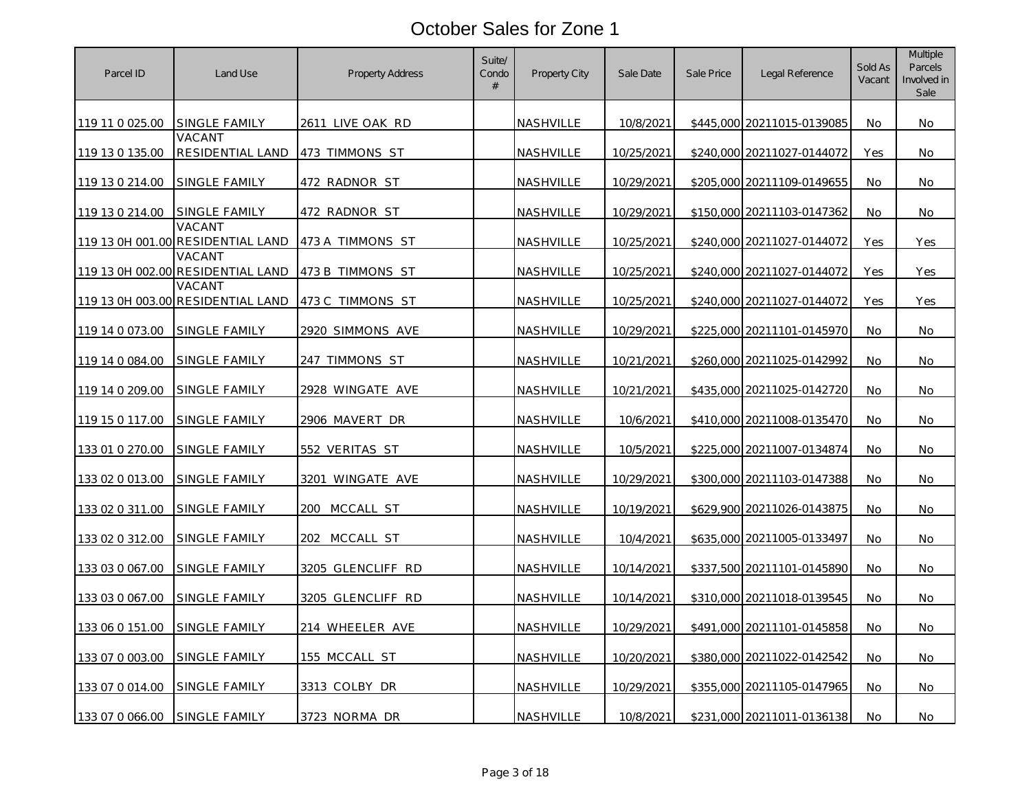# October Sales for Zone 1

| Parcel ID | Land Use | Property Address | Suite/ Condo # | Property City | Sale Date | Sale Price | Legal Reference | Sold As Vacant | Multiple Parcels Involved in Sale |
|---|---|---|---|---|---|---|---|---|---|
| 119 11 0 025.00 | SINGLE FAMILY | 2611 LIVE OAK RD | | NASHVILLE | 10/8/2021 | $445,000 | 20211015-0139085 | No | No |
| 119 13 0 135.00 | VACANT RESIDENTIAL LAND | 473 TIMMONS ST | | NASHVILLE | 10/25/2021 | $240,000 | 20211027-0144072 | Yes | No |
| 119 13 0 214.00 | SINGLE FAMILY | 472 RADNOR ST | | NASHVILLE | 10/29/2021 | $205,000 | 20211109-0149655 | No | No |
| 119 13 0 214.00 | SINGLE FAMILY | 472 RADNOR ST | | NASHVILLE | 10/29/2021 | $150,000 | 20211103-0147362 | No | No |
| 119 13 0H 001.00 | VACANT RESIDENTIAL LAND | 473 A TIMMONS ST | | NASHVILLE | 10/25/2021 | $240,000 | 20211027-0144072 | Yes | Yes |
| 119 13 0H 002.00 | VACANT RESIDENTIAL LAND | 473 B TIMMONS ST | | NASHVILLE | 10/25/2021 | $240,000 | 20211027-0144072 | Yes | Yes |
| 119 13 0H 003.00 | VACANT RESIDENTIAL LAND | 473 C TIMMONS ST | | NASHVILLE | 10/25/2021 | $240,000 | 20211027-0144072 | Yes | Yes |
| 119 14 0 073.00 | SINGLE FAMILY | 2920 SIMMONS AVE | | NASHVILLE | 10/29/2021 | $225,000 | 20211101-0145970 | No | No |
| 119 14 0 084.00 | SINGLE FAMILY | 247 TIMMONS ST | | NASHVILLE | 10/21/2021 | $260,000 | 20211025-0142992 | No | No |
| 119 14 0 209.00 | SINGLE FAMILY | 2928 WINGATE AVE | | NASHVILLE | 10/21/2021 | $435,000 | 20211025-0142720 | No | No |
| 119 15 0 117.00 | SINGLE FAMILY | 2906 MAVERT DR | | NASHVILLE | 10/6/2021 | $410,000 | 20211008-0135470 | No | No |
| 133 01 0 270.00 | SINGLE FAMILY | 552 VERITAS ST | | NASHVILLE | 10/5/2021 | $225,000 | 20211007-0134874 | No | No |
| 133 02 0 013.00 | SINGLE FAMILY | 3201 WINGATE AVE | | NASHVILLE | 10/29/2021 | $300,000 | 20211103-0147388 | No | No |
| 133 02 0 311.00 | SINGLE FAMILY | 200 MCCALL ST | | NASHVILLE | 10/19/2021 | $629,900 | 20211026-0143875 | No | No |
| 133 02 0 312.00 | SINGLE FAMILY | 202 MCCALL ST | | NASHVILLE | 10/4/2021 | $635,000 | 20211005-0133497 | No | No |
| 133 03 0 067.00 | SINGLE FAMILY | 3205 GLENCLIFF RD | | NASHVILLE | 10/14/2021 | $337,500 | 20211101-0145890 | No | No |
| 133 03 0 067.00 | SINGLE FAMILY | 3205 GLENCLIFF RD | | NASHVILLE | 10/14/2021 | $310,000 | 20211018-0139545 | No | No |
| 133 06 0 151.00 | SINGLE FAMILY | 214 WHEELER AVE | | NASHVILLE | 10/29/2021 | $491,000 | 20211101-0145858 | No | No |
| 133 07 0 003.00 | SINGLE FAMILY | 155 MCCALL ST | | NASHVILLE | 10/20/2021 | $380,000 | 20211022-0142542 | No | No |
| 133 07 0 014.00 | SINGLE FAMILY | 3313 COLBY DR | | NASHVILLE | 10/29/2021 | $355,000 | 20211105-0147965 | No | No |
| 133 07 0 066.00 | SINGLE FAMILY | 3723 NORMA DR | | NASHVILLE | 10/8/2021 | $231,000 | 20211011-0136138 | No | No |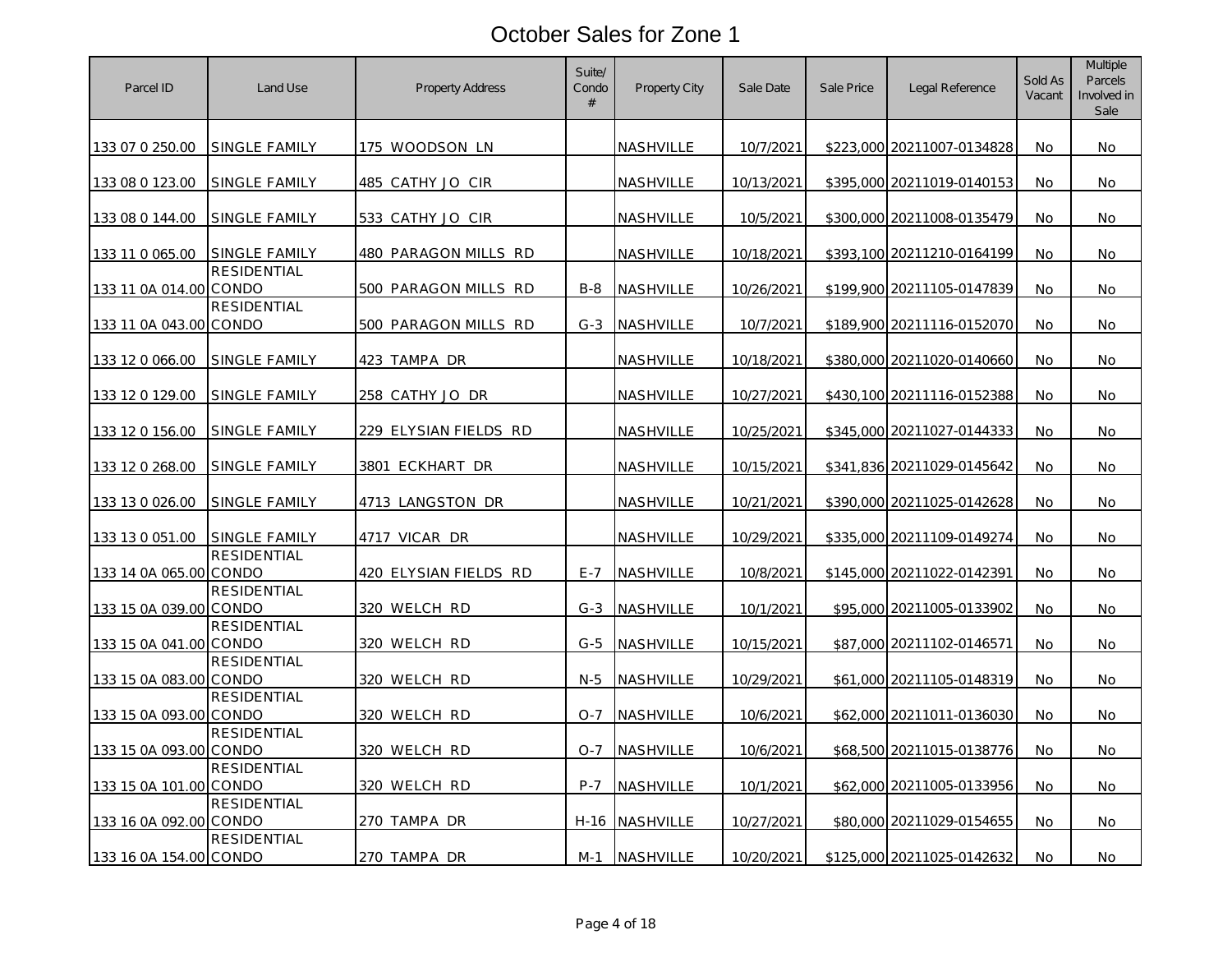# October Sales for Zone 1

| Parcel ID | Land Use | Property Address | Suite/ Condo # | Property City | Sale Date | Sale Price | Legal Reference | Sold As Vacant | Multiple Parcels Involved in Sale |
|---|---|---|---|---|---|---|---|---|---|
| 133 07 0 250.00 | SINGLE FAMILY | 175 WOODSON LN | | NASHVILLE | 10/7/2021 | $223,000 | 20211007-0134828 | No | No |
| 133 08 0 123.00 | SINGLE FAMILY | 485 CATHY JO CIR | | NASHVILLE | 10/13/2021 | $395,000 | 20211019-0140153 | No | No |
| 133 08 0 144.00 | SINGLE FAMILY | 533 CATHY JO CIR | | NASHVILLE | 10/5/2021 | $300,000 | 20211008-0135479 | No | No |
| 133 11 0 065.00 | SINGLE FAMILY | 480 PARAGON MILLS RD | | NASHVILLE | 10/18/2021 | $393,100 | 20211210-0164199 | No | No |
| 133 11 0A 014.00 | RESIDENTIAL CONDO | 500 PARAGON MILLS RD | B-8 | NASHVILLE | 10/26/2021 | $199,900 | 20211105-0147839 | No | No |
| 133 11 0A 043.00 | RESIDENTIAL CONDO | 500 PARAGON MILLS RD | G-3 | NASHVILLE | 10/7/2021 | $189,900 | 20211116-0152070 | No | No |
| 133 12 0 066.00 | SINGLE FAMILY | 423 TAMPA DR | | NASHVILLE | 10/18/2021 | $380,000 | 20211020-0140660 | No | No |
| 133 12 0 129.00 | SINGLE FAMILY | 258 CATHY JO DR | | NASHVILLE | 10/27/2021 | $430,100 | 20211116-0152388 | No | No |
| 133 12 0 156.00 | SINGLE FAMILY | 229 ELYSIAN FIELDS RD | | NASHVILLE | 10/25/2021 | $345,000 | 20211027-0144333 | No | No |
| 133 12 0 268.00 | SINGLE FAMILY | 3801 ECKHART DR | | NASHVILLE | 10/15/2021 | $341,836 | 20211029-0145642 | No | No |
| 133 13 0 026.00 | SINGLE FAMILY | 4713 LANGSTON DR | | NASHVILLE | 10/21/2021 | $390,000 | 20211025-0142628 | No | No |
| 133 13 0 051.00 | SINGLE FAMILY | 4717 VICAR DR | | NASHVILLE | 10/29/2021 | $335,000 | 20211109-0149274 | No | No |
| 133 14 0A 065.00 | RESIDENTIAL CONDO | 420 ELYSIAN FIELDS RD | E-7 | NASHVILLE | 10/8/2021 | $145,000 | 20211022-0142391 | No | No |
| 133 15 0A 039.00 | RESIDENTIAL CONDO | 320 WELCH RD | G-3 | NASHVILLE | 10/1/2021 | $95,000 | 20211005-0133902 | No | No |
| 133 15 0A 041.00 | RESIDENTIAL CONDO | 320 WELCH RD | G-5 | NASHVILLE | 10/15/2021 | $87,000 | 20211102-0146571 | No | No |
| 133 15 0A 083.00 | RESIDENTIAL CONDO | 320 WELCH RD | N-5 | NASHVILLE | 10/29/2021 | $61,000 | 20211105-0148319 | No | No |
| 133 15 0A 093.00 | RESIDENTIAL CONDO | 320 WELCH RD | O-7 | NASHVILLE | 10/6/2021 | $62,000 | 20211011-0136030 | No | No |
| 133 15 0A 093.00 | RESIDENTIAL CONDO | 320 WELCH RD | O-7 | NASHVILLE | 10/6/2021 | $68,500 | 20211015-0138776 | No | No |
| 133 15 0A 101.00 | RESIDENTIAL CONDO | 320 WELCH RD | P-7 | NASHVILLE | 10/1/2021 | $62,000 | 20211005-0133956 | No | No |
| 133 16 0A 092.00 | RESIDENTIAL CONDO | 270 TAMPA DR | H-16 | NASHVILLE | 10/27/2021 | $80,000 | 20211029-0154655 | No | No |
| 133 16 0A 154.00 | RESIDENTIAL CONDO | 270 TAMPA DR | M-1 | NASHVILLE | 10/20/2021 | $125,000 | 20211025-0142632 | No | No |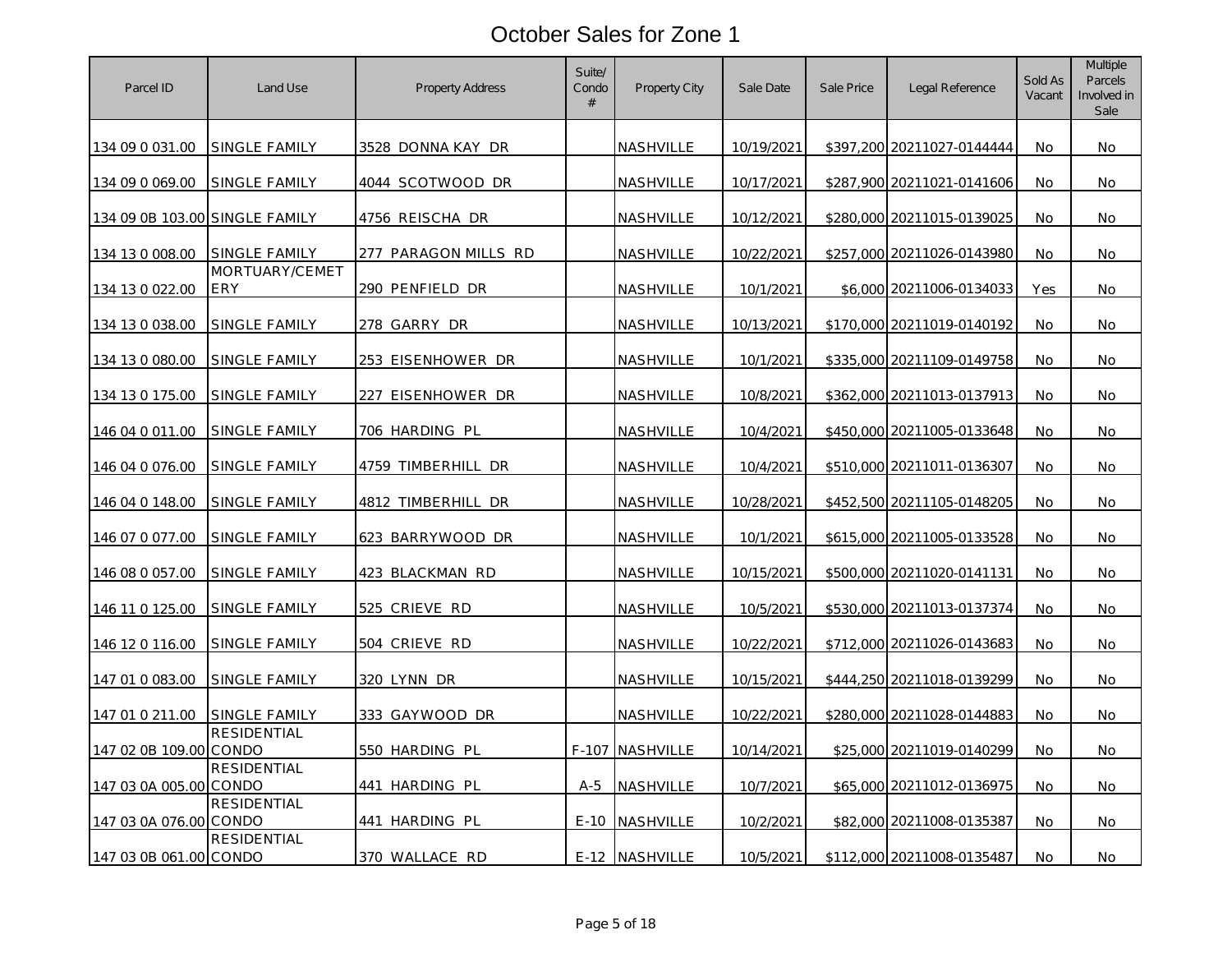# October Sales for Zone 1

| Parcel ID | Land Use | Property Address | Suite/ Condo # | Property City | Sale Date | Sale Price | Legal Reference | Sold As Vacant | Multiple Parcels Involved in Sale |
|---|---|---|---|---|---|---|---|---|---|
| 134 09 0 031.00 | SINGLE FAMILY | 3528 DONNA KAY DR | | NASHVILLE | 10/19/2021 | $397,200 | 20211027-0144444 | No | No |
| 134 09 0 069.00 | SINGLE FAMILY | 4044 SCOTWOOD DR | | NASHVILLE | 10/17/2021 | $287,900 | 20211021-0141606 | No | No |
| 134 09 0B 103.00 | SINGLE FAMILY | 4756 REISCHA DR | | NASHVILLE | 10/12/2021 | $280,000 | 20211015-0139025 | No | No |
| 134 13 0 008.00 | SINGLE FAMILY | 277 PARAGON MILLS RD | | NASHVILLE | 10/22/2021 | $257,000 | 20211026-0143980 | No | No |
| 134 13 0 022.00 | MORTUARY/CEMETERY | 290 PENFIELD DR | | NASHVILLE | 10/1/2021 | $6,000 | 20211006-0134033 | Yes | No |
| 134 13 0 038.00 | SINGLE FAMILY | 278 GARRY DR | | NASHVILLE | 10/13/2021 | $170,000 | 20211019-0140192 | No | No |
| 134 13 0 080.00 | SINGLE FAMILY | 253 EISENHOWER DR | | NASHVILLE | 10/1/2021 | $335,000 | 20211109-0149758 | No | No |
| 134 13 0 175.00 | SINGLE FAMILY | 227 EISENHOWER DR | | NASHVILLE | 10/8/2021 | $362,000 | 20211013-0137913 | No | No |
| 146 04 0 011.00 | SINGLE FAMILY | 706 HARDING PL | | NASHVILLE | 10/4/2021 | $450,000 | 20211005-0133648 | No | No |
| 146 04 0 076.00 | SINGLE FAMILY | 4759 TIMBERHILL DR | | NASHVILLE | 10/4/2021 | $510,000 | 20211011-0136307 | No | No |
| 146 04 0 148.00 | SINGLE FAMILY | 4812 TIMBERHILL DR | | NASHVILLE | 10/28/2021 | $452,500 | 20211105-0148205 | No | No |
| 146 07 0 077.00 | SINGLE FAMILY | 623 BARRYWOOD DR | | NASHVILLE | 10/1/2021 | $615,000 | 20211005-0133528 | No | No |
| 146 08 0 057.00 | SINGLE FAMILY | 423 BLACKMAN RD | | NASHVILLE | 10/15/2021 | $500,000 | 20211020-0141131 | No | No |
| 146 11 0 125.00 | SINGLE FAMILY | 525 CRIEVE RD | | NASHVILLE | 10/5/2021 | $530,000 | 20211013-0137374 | No | No |
| 146 12 0 116.00 | SINGLE FAMILY | 504 CRIEVE RD | | NASHVILLE | 10/22/2021 | $712,000 | 20211026-0143683 | No | No |
| 147 01 0 083.00 | SINGLE FAMILY | 320 LYNN DR | | NASHVILLE | 10/15/2021 | $444,250 | 20211018-0139299 | No | No |
| 147 01 0 211.00 | SINGLE FAMILY | 333 GAYWOOD DR | | NASHVILLE | 10/22/2021 | $280,000 | 20211028-0144883 | No | No |
| 147 02 0B 109.00 | RESIDENTIAL CONDO | 550 HARDING PL | F-107 | NASHVILLE | 10/14/2021 | $25,000 | 20211019-0140299 | No | No |
| 147 03 0A 005.00 | RESIDENTIAL CONDO | 441 HARDING PL | A-5 | NASHVILLE | 10/7/2021 | $65,000 | 20211012-0136975 | No | No |
| 147 03 0A 076.00 | RESIDENTIAL CONDO | 441 HARDING PL | E-10 | NASHVILLE | 10/2/2021 | $82,000 | 20211008-0135387 | No | No |
| 147 03 0B 061.00 | RESIDENTIAL CONDO | 370 WALLACE RD | E-12 | NASHVILLE | 10/5/2021 | $112,000 | 20211008-0135487 | No | No |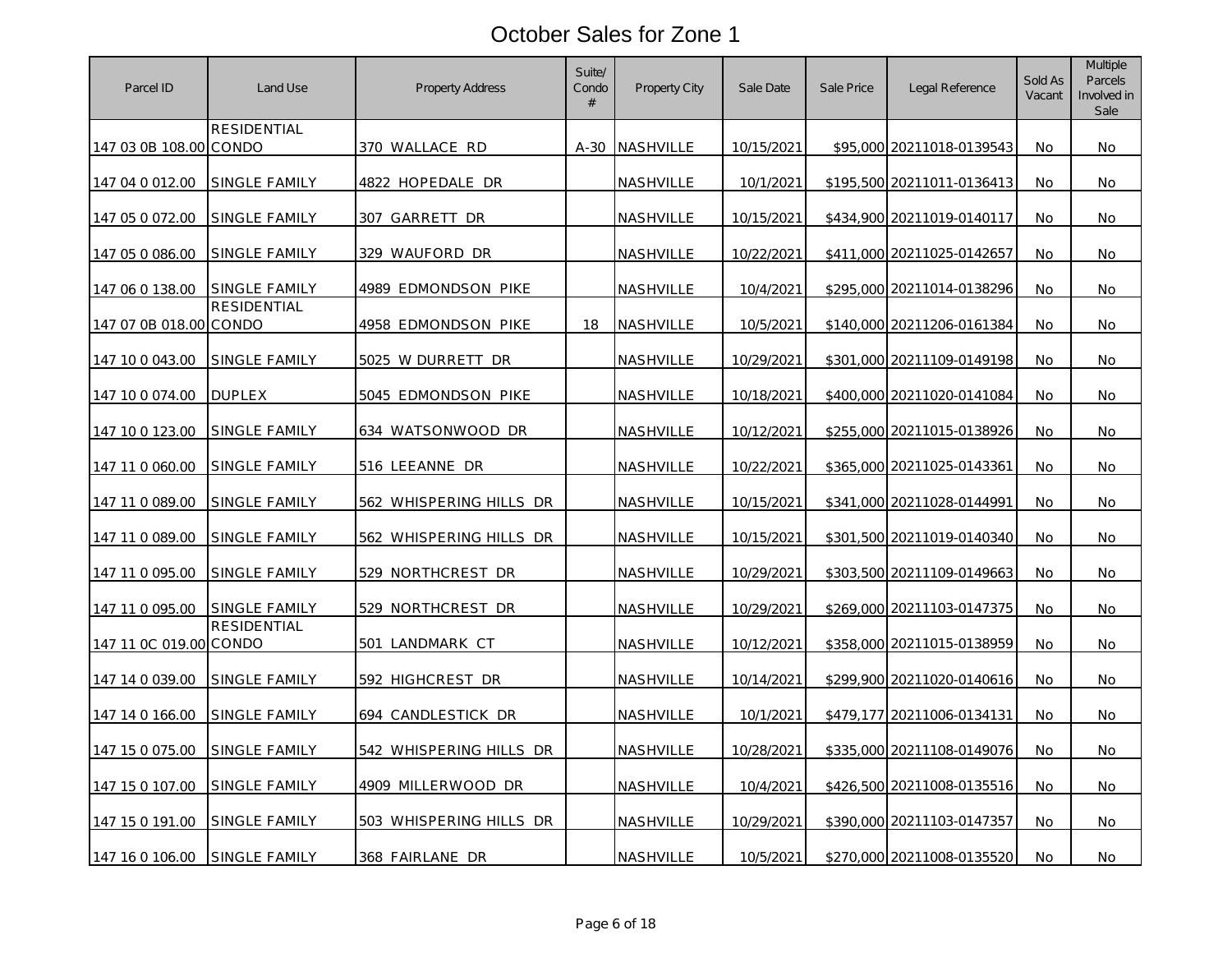# October Sales for Zone 1

| Parcel ID | Land Use | Property Address | Suite/ Condo # | Property City | Sale Date | Sale Price | Legal Reference | Sold As Vacant | Multiple Parcels Involved in Sale |
|---|---|---|---|---|---|---|---|---|---|
| 147 03 0B 108.00 | RESIDENTIAL CONDO | 370 WALLACE RD | A-30 | NASHVILLE | 10/15/2021 | $95,000 | 20211018-0139543 | No | No |
| 147 04 0 012.00 | SINGLE FAMILY | 4822 HOPEDALE DR | | NASHVILLE | 10/1/2021 | $195,500 | 20211011-0136413 | No | No |
| 147 05 0 072.00 | SINGLE FAMILY | 307 GARRETT DR | | NASHVILLE | 10/15/2021 | $434,900 | 20211019-0140117 | No | No |
| 147 05 0 086.00 | SINGLE FAMILY | 329 WAUFORD DR | | NASHVILLE | 10/22/2021 | $411,000 | 20211025-0142657 | No | No |
| 147 06 0 138.00 | SINGLE FAMILY | 4989 EDMONDSON PIKE | | NASHVILLE | 10/4/2021 | $295,000 | 20211014-0138296 | No | No |
| 147 07 0B 018.00 | RESIDENTIAL CONDO | 4958 EDMONDSON PIKE | 18 | NASHVILLE | 10/5/2021 | $140,000 | 20211206-0161384 | No | No |
| 147 10 0 043.00 | SINGLE FAMILY | 5025 W DURRETT DR | | NASHVILLE | 10/29/2021 | $301,000 | 20211109-0149198 | No | No |
| 147 10 0 074.00 | DUPLEX | 5045 EDMONDSON PIKE | | NASHVILLE | 10/18/2021 | $400,000 | 20211020-0141084 | No | No |
| 147 10 0 123.00 | SINGLE FAMILY | 634 WATSONWOOD DR | | NASHVILLE | 10/12/2021 | $255,000 | 20211015-0138926 | No | No |
| 147 11 0 060.00 | SINGLE FAMILY | 516 LEEANNE DR | | NASHVILLE | 10/22/2021 | $365,000 | 20211025-0143361 | No | No |
| 147 11 0 089.00 | SINGLE FAMILY | 562 WHISPERING HILLS DR | | NASHVILLE | 10/15/2021 | $341,000 | 20211028-0144991 | No | No |
| 147 11 0 089.00 | SINGLE FAMILY | 562 WHISPERING HILLS DR | | NASHVILLE | 10/15/2021 | $301,500 | 20211019-0140340 | No | No |
| 147 11 0 095.00 | SINGLE FAMILY | 529 NORTHCREST DR | | NASHVILLE | 10/29/2021 | $303,500 | 20211109-0149663 | No | No |
| 147 11 0 095.00 | SINGLE FAMILY | 529 NORTHCREST DR | | NASHVILLE | 10/29/2021 | $269,000 | 20211103-0147375 | No | No |
| 147 11 0C 019.00 | RESIDENTIAL CONDO | 501 LANDMARK CT | | NASHVILLE | 10/12/2021 | $358,000 | 20211015-0138959 | No | No |
| 147 14 0 039.00 | SINGLE FAMILY | 592 HIGHCREST DR | | NASHVILLE | 10/14/2021 | $299,900 | 20211020-0140616 | No | No |
| 147 14 0 166.00 | SINGLE FAMILY | 694 CANDLESTICK DR | | NASHVILLE | 10/1/2021 | $479,177 | 20211006-0134131 | No | No |
| 147 15 0 075.00 | SINGLE FAMILY | 542 WHISPERING HILLS DR | | NASHVILLE | 10/28/2021 | $335,000 | 20211108-0149076 | No | No |
| 147 15 0 107.00 | SINGLE FAMILY | 4909 MILLERWOOD DR | | NASHVILLE | 10/4/2021 | $426,500 | 20211008-0135516 | No | No |
| 147 15 0 191.00 | SINGLE FAMILY | 503 WHISPERING HILLS DR | | NASHVILLE | 10/29/2021 | $390,000 | 20211103-0147357 | No | No |
| 147 16 0 106.00 | SINGLE FAMILY | 368 FAIRLANE DR | | NASHVILLE | 10/5/2021 | $270,000 | 20211008-0135520 | No | No |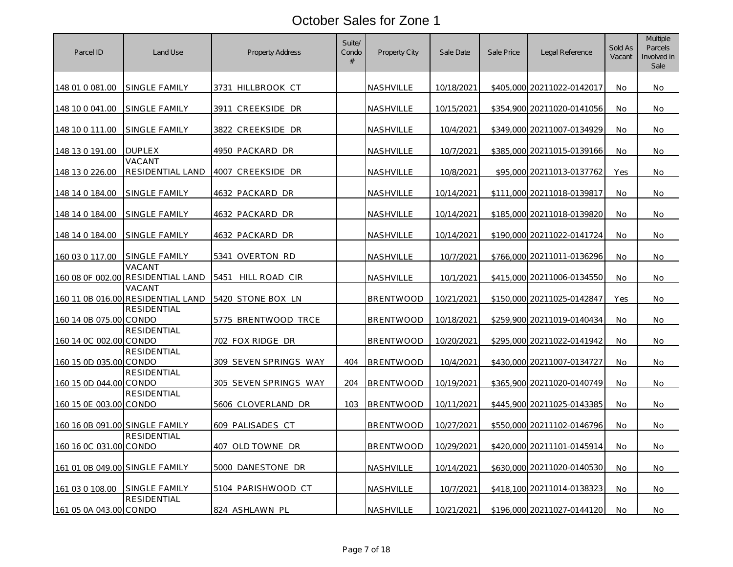# October Sales for Zone 1

| Parcel ID | Land Use | Property Address | Suite/ Condo # | Property City | Sale Date | Sale Price | Legal Reference | Sold As Vacant | Multiple Parcels Involved in Sale |
|---|---|---|---|---|---|---|---|---|---|
| 148 01 0 081.00 | SINGLE FAMILY | 3731 HILLBROOK CT | | NASHVILLE | 10/18/2021 | $405,000 | 20211022-0142017 | No | No |
| 148 10 0 041.00 | SINGLE FAMILY | 3911 CREEKSIDE DR | | NASHVILLE | 10/15/2021 | $354,900 | 20211020-0141056 | No | No |
| 148 10 0 111.00 | SINGLE FAMILY | 3822 CREEKSIDE DR | | NASHVILLE | 10/4/2021 | $349,000 | 20211007-0134929 | No | No |
| 148 13 0 191.00 | DUPLEX | 4950 PACKARD DR | | NASHVILLE | 10/7/2021 | $385,000 | 20211015-0139166 | No | No |
| 148 13 0 226.00 | VACANT RESIDENTIAL LAND | 4007 CREEKSIDE DR | | NASHVILLE | 10/8/2021 | $95,000 | 20211013-0137762 | Yes | No |
| 148 14 0 184.00 | SINGLE FAMILY | 4632 PACKARD DR | | NASHVILLE | 10/14/2021 | $111,000 | 20211018-0139817 | No | No |
| 148 14 0 184.00 | SINGLE FAMILY | 4632 PACKARD DR | | NASHVILLE | 10/14/2021 | $185,000 | 20211018-0139820 | No | No |
| 148 14 0 184.00 | SINGLE FAMILY | 4632 PACKARD DR | | NASHVILLE | 10/14/2021 | $190,000 | 20211022-0141724 | No | No |
| 160 03 0 117.00 | SINGLE FAMILY | 5341 OVERTON RD | | NASHVILLE | 10/7/2021 | $766,000 | 20211011-0136296 | No | No |
| 160 08 0F 002.00 | VACANT RESIDENTIAL LAND | 5451 HILL ROAD CIR | | NASHVILLE | 10/1/2021 | $415,000 | 20211006-0134550 | No | No |
| 160 11 0B 016.00 | VACANT RESIDENTIAL LAND | 5420 STONE BOX LN | | BRENTWOOD | 10/21/2021 | $150,000 | 20211025-0142847 | Yes | No |
| 160 14 0B 075.00 | RESIDENTIAL CONDO | 5775 BRENTWOOD TRCE | | BRENTWOOD | 10/18/2021 | $259,900 | 20211019-0140434 | No | No |
| 160 14 0C 002.00 | RESIDENTIAL CONDO | 702 FOX RIDGE DR | | BRENTWOOD | 10/20/2021 | $295,000 | 20211022-0141942 | No | No |
| 160 15 0D 035.00 | RESIDENTIAL CONDO | 309 SEVEN SPRINGS WAY | 404 | BRENTWOOD | 10/4/2021 | $430,000 | 20211007-0134727 | No | No |
| 160 15 0D 044.00 | RESIDENTIAL CONDO | 305 SEVEN SPRINGS WAY | 204 | BRENTWOOD | 10/19/2021 | $365,900 | 20211020-0140749 | No | No |
| 160 15 0E 003.00 | RESIDENTIAL CONDO | 5606 CLOVERLAND DR | 103 | BRENTWOOD | 10/11/2021 | $445,900 | 20211025-0143385 | No | No |
| 160 16 0B 091.00 | SINGLE FAMILY | 609 PALISADES CT | | BRENTWOOD | 10/27/2021 | $550,000 | 20211102-0146796 | No | No |
| 160 16 0C 031.00 | RESIDENTIAL CONDO | 407 OLD TOWNE DR | | BRENTWOOD | 10/29/2021 | $420,000 | 20211101-0145914 | No | No |
| 161 01 0B 049.00 | SINGLE FAMILY | 5000 DANESTONE DR | | NASHVILLE | 10/14/2021 | $630,000 | 20211020-0140530 | No | No |
| 161 03 0 108.00 | SINGLE FAMILY | 5104 PARISHWOOD CT | | NASHVILLE | 10/7/2021 | $418,100 | 20211014-0138323 | No | No |
| 161 05 0A 043.00 | RESIDENTIAL CONDO | 824 ASHLAWN PL | | NASHVILLE | 10/21/2021 | $196,000 | 20211027-0144120 | No | No |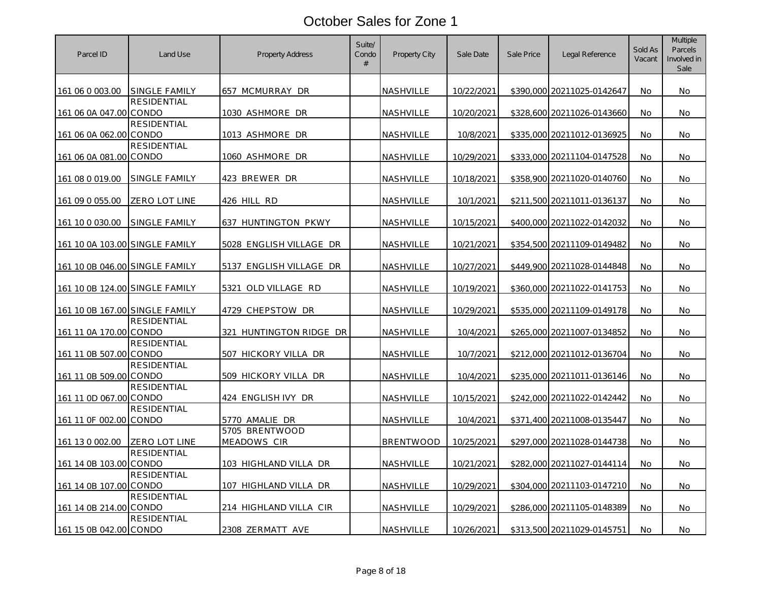# October Sales for Zone 1

| Parcel ID | Land Use | Property Address | Suite/ Condo # | Property City | Sale Date | Sale Price | Legal Reference | Sold As Vacant | Multiple Parcels Involved in Sale |
|---|---|---|---|---|---|---|---|---|---|
| 161 06 0 003.00 | SINGLE FAMILY | 657 MCMURRAY DR | | NASHVILLE | 10/22/2021 | $390,000 | 20211025-0142647 | No | No |
| 161 06 0A 047.00 | RESIDENTIAL CONDO | 1030 ASHMORE DR | | NASHVILLE | 10/20/2021 | $328,600 | 20211026-0143660 | No | No |
| 161 06 0A 062.00 | RESIDENTIAL CONDO | 1013 ASHMORE DR | | NASHVILLE | 10/8/2021 | $335,000 | 20211012-0136925 | No | No |
| 161 06 0A 081.00 | RESIDENTIAL CONDO | 1060 ASHMORE DR | | NASHVILLE | 10/29/2021 | $333,000 | 20211104-0147528 | No | No |
| 161 08 0 019.00 | SINGLE FAMILY | 423 BREWER DR | | NASHVILLE | 10/18/2021 | $358,900 | 20211020-0140760 | No | No |
| 161 09 0 055.00 | ZERO LOT LINE | 426 HILL RD | | NASHVILLE | 10/1/2021 | $211,500 | 20211011-0136137 | No | No |
| 161 10 0 030.00 | SINGLE FAMILY | 637 HUNTINGTON PKWY | | NASHVILLE | 10/15/2021 | $400,000 | 20211022-0142032 | No | No |
| 161 10 0A 103.00 | SINGLE FAMILY | 5028 ENGLISH VILLAGE DR | | NASHVILLE | 10/21/2021 | $354,500 | 20211109-0149482 | No | No |
| 161 10 0B 046.00 | SINGLE FAMILY | 5137 ENGLISH VILLAGE DR | | NASHVILLE | 10/27/2021 | $449,900 | 20211028-0144848 | No | No |
| 161 10 0B 124.00 | SINGLE FAMILY | 5321 OLD VILLAGE RD | | NASHVILLE | 10/19/2021 | $360,000 | 20211022-0141753 | No | No |
| 161 10 0B 167.00 | SINGLE FAMILY | 4729 CHEPSTOW DR | | NASHVILLE | 10/29/2021 | $535,000 | 20211109-0149178 | No | No |
| 161 11 0A 170.00 | RESIDENTIAL CONDO | 321 HUNTINGTON RIDGE DR | | NASHVILLE | 10/4/2021 | $265,000 | 20211007-0134852 | No | No |
| 161 11 0B 507.00 | RESIDENTIAL CONDO | 507 HICKORY VILLA DR | | NASHVILLE | 10/7/2021 | $212,000 | 20211012-0136704 | No | No |
| 161 11 0B 509.00 | RESIDENTIAL CONDO | 509 HICKORY VILLA DR | | NASHVILLE | 10/4/2021 | $235,000 | 20211011-0136146 | No | No |
| 161 11 0D 067.00 | RESIDENTIAL CONDO | 424 ENGLISH IVY DR | | NASHVILLE | 10/15/2021 | $242,000 | 20211022-0142442 | No | No |
| 161 11 0F 002.00 | RESIDENTIAL CONDO | 5770 AMALIE DR | | NASHVILLE | 10/4/2021 | $371,400 | 20211008-0135447 | No | No |
| 161 13 0 002.00 | ZERO LOT LINE | 5705 BRENTWOOD MEADOWS CIR | | BRENTWOOD | 10/25/2021 | $297,000 | 20211028-0144738 | No | No |
| 161 14 0B 103.00 | RESIDENTIAL CONDO | 103 HIGHLAND VILLA DR | | NASHVILLE | 10/21/2021 | $282,000 | 20211027-0144114 | No | No |
| 161 14 0B 107.00 | RESIDENTIAL CONDO | 107 HIGHLAND VILLA DR | | NASHVILLE | 10/29/2021 | $304,000 | 20211103-0147210 | No | No |
| 161 14 0B 214.00 | RESIDENTIAL CONDO | 214 HIGHLAND VILLA CIR | | NASHVILLE | 10/29/2021 | $286,000 | 20211105-0148389 | No | No |
| 161 15 0B 042.00 | RESIDENTIAL CONDO | 2308 ZERMATT AVE | | NASHVILLE | 10/26/2021 | $313,500 | 20211029-0145751 | No | No |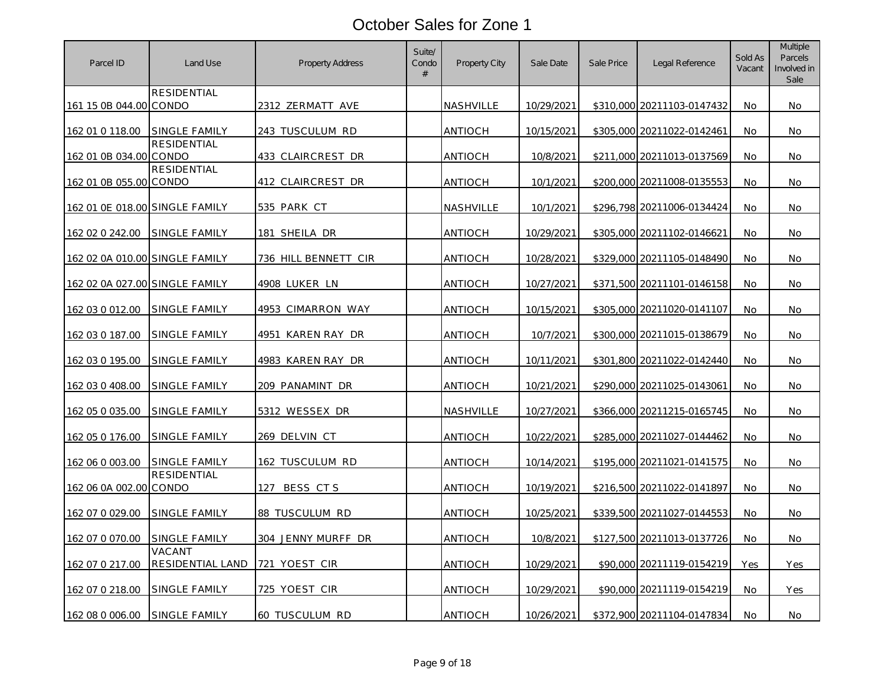# October Sales for Zone 1

| Parcel ID | Land Use | Property Address | Suite/ Condo # | Property City | Sale Date | Sale Price | Legal Reference | Sold As Vacant | Multiple Parcels Involved in Sale |
|---|---|---|---|---|---|---|---|---|---|
| 161 15 0B 044.00 | RESIDENTIAL CONDO | 2312 ZERMATT AVE | | NASHVILLE | 10/29/2021 | $310,000 | 20211103-0147432 | No | No |
| 162 01 0 118.00 | SINGLE FAMILY | 243 TUSCULUM RD | | ANTIOCH | 10/15/2021 | $305,000 | 20211022-0142461 | No | No |
| 162 01 0B 034.00 | RESIDENTIAL CONDO | 433 CLAIRCREST DR | | ANTIOCH | 10/8/2021 | $211,000 | 20211013-0137569 | No | No |
| 162 01 0B 055.00 | RESIDENTIAL CONDO | 412 CLAIRCREST DR | | ANTIOCH | 10/1/2021 | $200,000 | 20211008-0135553 | No | No |
| 162 01 0E 018.00 | SINGLE FAMILY | 535 PARK CT | | NASHVILLE | 10/1/2021 | $296,798 | 20211006-0134424 | No | No |
| 162 02 0 242.00 | SINGLE FAMILY | 181 SHEILA DR | | ANTIOCH | 10/29/2021 | $305,000 | 20211102-0146621 | No | No |
| 162 02 0A 010.00 | SINGLE FAMILY | 736 HILL BENNETT CIR | | ANTIOCH | 10/28/2021 | $329,000 | 20211105-0148490 | No | No |
| 162 02 0A 027.00 | SINGLE FAMILY | 4908 LUKER LN | | ANTIOCH | 10/27/2021 | $371,500 | 20211101-0146158 | No | No |
| 162 03 0 012.00 | SINGLE FAMILY | 4953 CIMARRON WAY | | ANTIOCH | 10/15/2021 | $305,000 | 20211020-0141107 | No | No |
| 162 03 0 187.00 | SINGLE FAMILY | 4951 KAREN RAY DR | | ANTIOCH | 10/7/2021 | $300,000 | 20211015-0138679 | No | No |
| 162 03 0 195.00 | SINGLE FAMILY | 4983 KAREN RAY DR | | ANTIOCH | 10/11/2021 | $301,800 | 20211022-0142440 | No | No |
| 162 03 0 408.00 | SINGLE FAMILY | 209 PANAMINT DR | | ANTIOCH | 10/21/2021 | $290,000 | 20211025-0143061 | No | No |
| 162 05 0 035.00 | SINGLE FAMILY | 5312 WESSEX DR | | NASHVILLE | 10/27/2021 | $366,000 | 20211215-0165745 | No | No |
| 162 05 0 176.00 | SINGLE FAMILY | 269 DELVIN CT | | ANTIOCH | 10/22/2021 | $285,000 | 20211027-0144462 | No | No |
| 162 06 0 003.00 | SINGLE FAMILY | 162 TUSCULUM RD | | ANTIOCH | 10/14/2021 | $195,000 | 20211021-0141575 | No | No |
| 162 06 0A 002.00 | RESIDENTIAL CONDO | 127 BESS CT S | | ANTIOCH | 10/19/2021 | $216,500 | 20211022-0141897 | No | No |
| 162 07 0 029.00 | SINGLE FAMILY | 88 TUSCULUM RD | | ANTIOCH | 10/25/2021 | $339,500 | 20211027-0144553 | No | No |
| 162 07 0 070.00 | SINGLE FAMILY | 304 JENNY MURFF DR | | ANTIOCH | 10/8/2021 | $127,500 | 20211013-0137726 | No | No |
| 162 07 0 217.00 | VACANT RESIDENTIAL LAND | 721 YOEST CIR | | ANTIOCH | 10/29/2021 | $90,000 | 20211119-0154219 | Yes | Yes |
| 162 07 0 218.00 | SINGLE FAMILY | 725 YOEST CIR | | ANTIOCH | 10/29/2021 | $90,000 | 20211119-0154219 | No | Yes |
| 162 08 0 006.00 | SINGLE FAMILY | 60 TUSCULUM RD | | ANTIOCH | 10/26/2021 | $372,900 | 20211104-0147834 | No | No |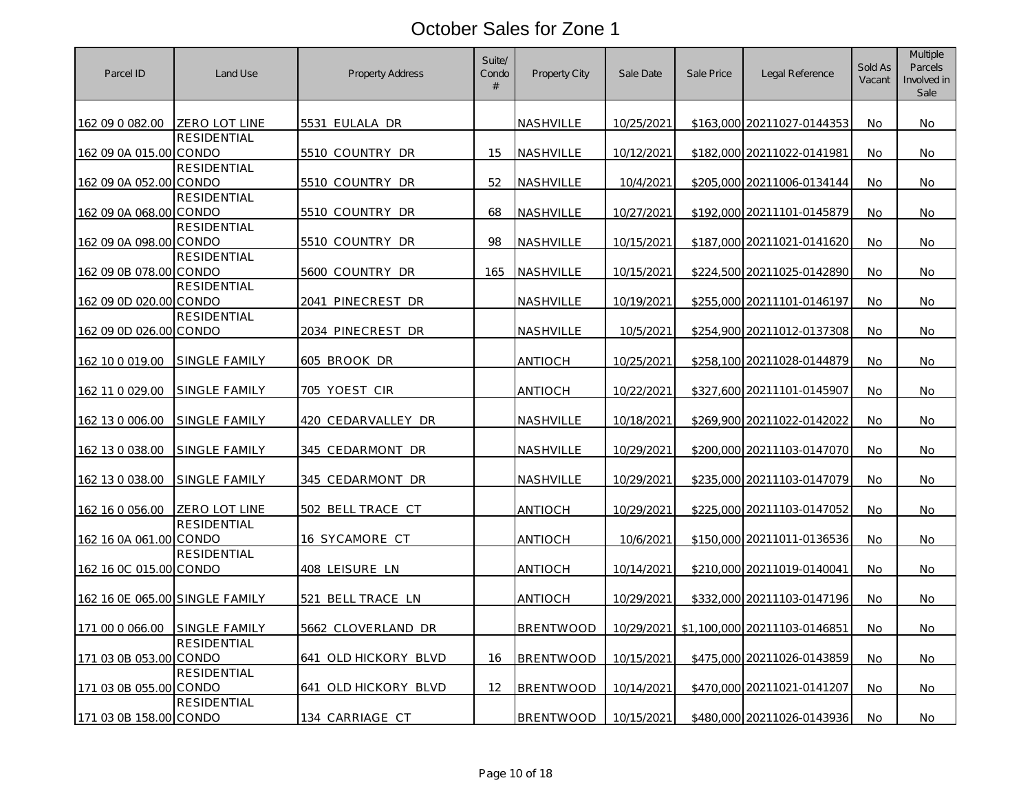# October Sales for Zone 1

| Parcel ID | Land Use | Property Address | Suite/ Condo # | Property City | Sale Date | Sale Price | Legal Reference | Sold As Vacant | Multiple Parcels Involved in Sale |
|---|---|---|---|---|---|---|---|---|---|
| 162 09 0 082.00 | ZERO LOT LINE | 5531 EULALA DR | | NASHVILLE | 10/25/2021 | $163,000 | 20211027-0144353 | No | No |
| 162 09 0A 015.00 | RESIDENTIAL CONDO | 5510 COUNTRY DR | 15 | NASHVILLE | 10/12/2021 | $182,000 | 20211022-0141981 | No | No |
| 162 09 0A 052.00 | RESIDENTIAL CONDO | 5510 COUNTRY DR | 52 | NASHVILLE | 10/4/2021 | $205,000 | 20211006-0134144 | No | No |
| 162 09 0A 068.00 | RESIDENTIAL CONDO | 5510 COUNTRY DR | 68 | NASHVILLE | 10/27/2021 | $192,000 | 20211101-0145879 | No | No |
| 162 09 0A 098.00 | RESIDENTIAL CONDO | 5510 COUNTRY DR | 98 | NASHVILLE | 10/15/2021 | $187,000 | 20211021-0141620 | No | No |
| 162 09 0B 078.00 | RESIDENTIAL CONDO | 5600 COUNTRY DR | 165 | NASHVILLE | 10/15/2021 | $224,500 | 20211025-0142890 | No | No |
| 162 09 0D 020.00 | RESIDENTIAL CONDO | 2041 PINECREST DR | | NASHVILLE | 10/19/2021 | $255,000 | 20211101-0146197 | No | No |
| 162 09 0D 026.00 | RESIDENTIAL CONDO | 2034 PINECREST DR | | NASHVILLE | 10/5/2021 | $254,900 | 20211012-0137308 | No | No |
| 162 10 0 019.00 | SINGLE FAMILY | 605 BROOK DR | | ANTIOCH | 10/25/2021 | $258,100 | 20211028-0144879 | No | No |
| 162 11 0 029.00 | SINGLE FAMILY | 705 YOEST CIR | | ANTIOCH | 10/22/2021 | $327,600 | 20211101-0145907 | No | No |
| 162 13 0 006.00 | SINGLE FAMILY | 420 CEDARVALLEY DR | | NASHVILLE | 10/18/2021 | $269,900 | 20211022-0142022 | No | No |
| 162 13 0 038.00 | SINGLE FAMILY | 345 CEDARMONT DR | | NASHVILLE | 10/29/2021 | $200,000 | 20211103-0147070 | No | No |
| 162 13 0 038.00 | SINGLE FAMILY | 345 CEDARMONT DR | | NASHVILLE | 10/29/2021 | $235,000 | 20211103-0147079 | No | No |
| 162 16 0 056.00 | ZERO LOT LINE | 502 BELL TRACE CT | | ANTIOCH | 10/29/2021 | $225,000 | 20211103-0147052 | No | No |
| 162 16 0A 061.00 | RESIDENTIAL CONDO | 16 SYCAMORE CT | | ANTIOCH | 10/6/2021 | $150,000 | 20211011-0136536 | No | No |
| 162 16 0C 015.00 | RESIDENTIAL CONDO | 408 LEISURE LN | | ANTIOCH | 10/14/2021 | $210,000 | 20211019-0140041 | No | No |
| 162 16 0E 065.00 | SINGLE FAMILY | 521 BELL TRACE LN | | ANTIOCH | 10/29/2021 | $332,000 | 20211103-0147196 | No | No |
| 171 00 0 066.00 | SINGLE FAMILY | 5662 CLOVERLAND DR | | BRENTWOOD | 10/29/2021 | $1,100,000 | 20211103-0146851 | No | No |
| 171 03 0B 053.00 | RESIDENTIAL CONDO | 641 OLD HICKORY BLVD | 16 | BRENTWOOD | 10/15/2021 | $475,000 | 20211026-0143859 | No | No |
| 171 03 0B 055.00 | RESIDENTIAL CONDO | 641 OLD HICKORY BLVD | 12 | BRENTWOOD | 10/14/2021 | $470,000 | 20211021-0141207 | No | No |
| 171 03 0B 158.00 | RESIDENTIAL CONDO | 134 CARRIAGE CT | | BRENTWOOD | 10/15/2021 | $480,000 | 20211026-0143936 | No | No |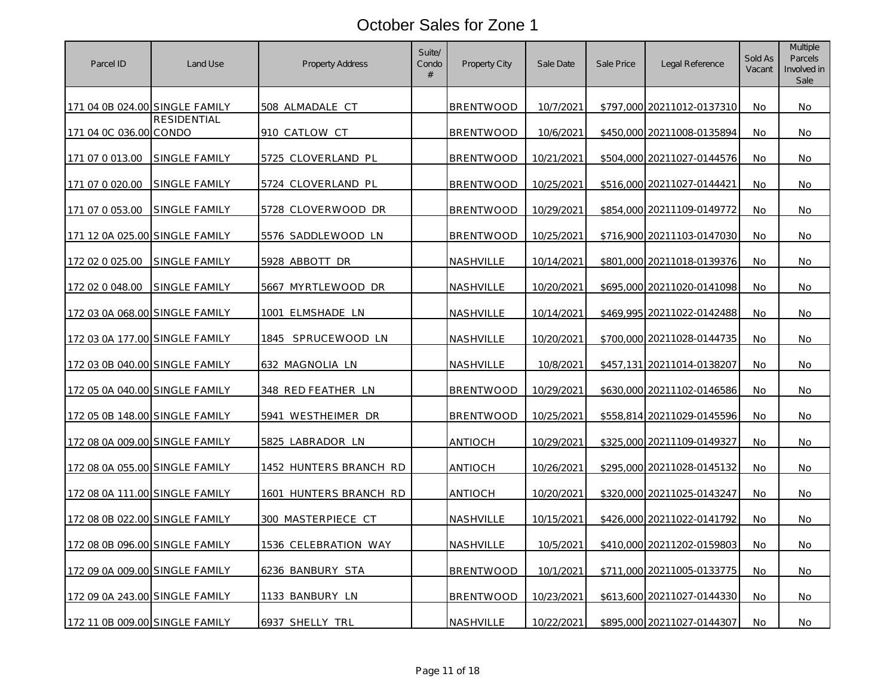# October Sales for Zone 1

| Parcel ID | Land Use | Property Address | Suite/ Condo # | Property City | Sale Date | Sale Price | Legal Reference | Sold As Vacant | Multiple Parcels Involved in Sale |
|---|---|---|---|---|---|---|---|---|---|
| 171 04 0B 024.00 | SINGLE FAMILY | 508 ALMADALE CT | | BRENTWOOD | 10/7/2021 | $797,000 | 20211012-0137310 | No | No |
| 171 04 0C 036.00 | RESIDENTIAL CONDO | 910 CATLOW CT | | BRENTWOOD | 10/6/2021 | $450,000 | 20211008-0135894 | No | No |
| 171 07 0 013.00 | SINGLE FAMILY | 5725 CLOVERLAND PL | | BRENTWOOD | 10/21/2021 | $504,000 | 20211027-0144576 | No | No |
| 171 07 0 020.00 | SINGLE FAMILY | 5724 CLOVERLAND PL | | BRENTWOOD | 10/25/2021 | $516,000 | 20211027-0144421 | No | No |
| 171 07 0 053.00 | SINGLE FAMILY | 5728 CLOVERWOOD DR | | BRENTWOOD | 10/29/2021 | $854,000 | 20211109-0149772 | No | No |
| 171 12 0A 025.00 | SINGLE FAMILY | 5576 SADDLEWOOD LN | | BRENTWOOD | 10/25/2021 | $716,900 | 20211103-0147030 | No | No |
| 172 02 0 025.00 | SINGLE FAMILY | 5928 ABBOTT DR | | NASHVILLE | 10/14/2021 | $801,000 | 20211018-0139376 | No | No |
| 172 02 0 048.00 | SINGLE FAMILY | 5667 MYRTLEWOOD DR | | NASHVILLE | 10/20/2021 | $695,000 | 20211020-0141098 | No | No |
| 172 03 0A 068.00 | SINGLE FAMILY | 1001 ELMSHADE LN | | NASHVILLE | 10/14/2021 | $469,995 | 20211022-0142488 | No | No |
| 172 03 0A 177.00 | SINGLE FAMILY | 1845 SPRUCEWOOD LN | | NASHVILLE | 10/20/2021 | $700,000 | 20211028-0144735 | No | No |
| 172 03 0B 040.00 | SINGLE FAMILY | 632 MAGNOLIA LN | | NASHVILLE | 10/8/2021 | $457,131 | 20211014-0138207 | No | No |
| 172 05 0A 040.00 | SINGLE FAMILY | 348 RED FEATHER LN | | BRENTWOOD | 10/29/2021 | $630,000 | 20211102-0146586 | No | No |
| 172 05 0B 148.00 | SINGLE FAMILY | 5941 WESTHEIMER DR | | BRENTWOOD | 10/25/2021 | $558,814 | 20211029-0145596 | No | No |
| 172 08 0A 009.00 | SINGLE FAMILY | 5825 LABRADOR LN | | ANTIOCH | 10/29/2021 | $325,000 | 20211109-0149327 | No | No |
| 172 08 0A 055.00 | SINGLE FAMILY | 1452 HUNTERS BRANCH RD | | ANTIOCH | 10/26/2021 | $295,000 | 20211028-0145132 | No | No |
| 172 08 0A 111.00 | SINGLE FAMILY | 1601 HUNTERS BRANCH RD | | ANTIOCH | 10/20/2021 | $320,000 | 20211025-0143247 | No | No |
| 172 08 0B 022.00 | SINGLE FAMILY | 300 MASTERPIECE CT | | NASHVILLE | 10/15/2021 | $426,000 | 20211022-0141792 | No | No |
| 172 08 0B 096.00 | SINGLE FAMILY | 1536 CELEBRATION WAY | | NASHVILLE | 10/5/2021 | $410,000 | 20211202-0159803 | No | No |
| 172 09 0A 009.00 | SINGLE FAMILY | 6236 BANBURY STA | | BRENTWOOD | 10/1/2021 | $711,000 | 20211005-0133775 | No | No |
| 172 09 0A 243.00 | SINGLE FAMILY | 1133 BANBURY LN | | BRENTWOOD | 10/23/2021 | $613,600 | 20211027-0144330 | No | No |
| 172 11 0B 009.00 | SINGLE FAMILY | 6937 SHELLY TRL | | NASHVILLE | 10/22/2021 | $895,000 | 20211027-0144307 | No | No |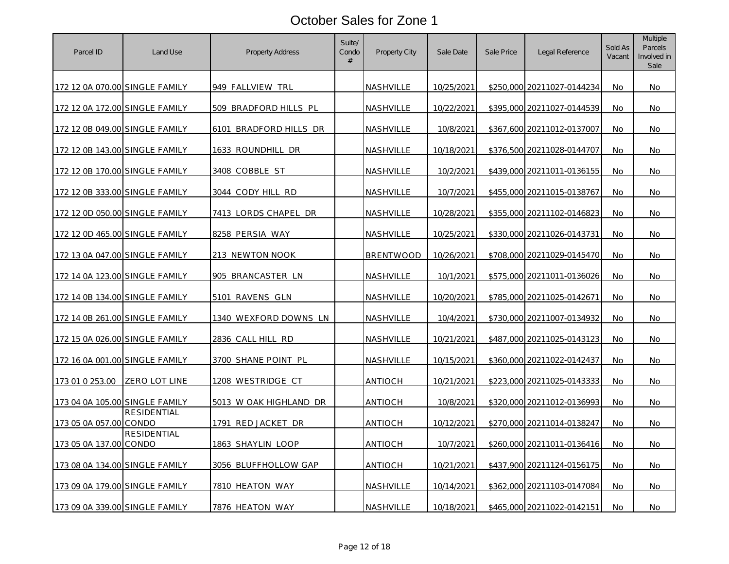# October Sales for Zone 1

| Parcel ID | Land Use | Property Address | Suite/ Condo # | Property City | Sale Date | Sale Price | Legal Reference | Sold As Vacant | Multiple Parcels Involved in Sale |
|---|---|---|---|---|---|---|---|---|---|
| 172 12 0A 070.00 | SINGLE FAMILY | 949 FALLVIEW TRL | | NASHVILLE | 10/25/2021 | $250,000 | 20211027-0144234 | No | No |
| 172 12 0A 172.00 | SINGLE FAMILY | 509 BRADFORD HILLS PL | | NASHVILLE | 10/22/2021 | $395,000 | 20211027-0144539 | No | No |
| 172 12 0B 049.00 | SINGLE FAMILY | 6101 BRADFORD HILLS DR | | NASHVILLE | 10/8/2021 | $367,600 | 20211012-0137007 | No | No |
| 172 12 0B 143.00 | SINGLE FAMILY | 1633 ROUNDHILL DR | | NASHVILLE | 10/18/2021 | $376,500 | 20211028-0144707 | No | No |
| 172 12 0B 170.00 | SINGLE FAMILY | 3408 COBBLE ST | | NASHVILLE | 10/2/2021 | $439,000 | 20211011-0136155 | No | No |
| 172 12 0B 333.00 | SINGLE FAMILY | 3044 CODY HILL RD | | NASHVILLE | 10/7/2021 | $455,000 | 20211015-0138767 | No | No |
| 172 12 0D 050.00 | SINGLE FAMILY | 7413 LORDS CHAPEL DR | | NASHVILLE | 10/28/2021 | $355,000 | 20211102-0146823 | No | No |
| 172 12 0D 465.00 | SINGLE FAMILY | 8258 PERSIA WAY | | NASHVILLE | 10/25/2021 | $330,000 | 20211026-0143731 | No | No |
| 172 13 0A 047.00 | SINGLE FAMILY | 213 NEWTON NOOK | | BRENTWOOD | 10/26/2021 | $708,000 | 20211029-0145470 | No | No |
| 172 14 0A 123.00 | SINGLE FAMILY | 905 BRANCASTER LN | | NASHVILLE | 10/1/2021 | $575,000 | 20211011-0136026 | No | No |
| 172 14 0B 134.00 | SINGLE FAMILY | 5101 RAVENS GLN | | NASHVILLE | 10/20/2021 | $785,000 | 20211025-0142671 | No | No |
| 172 14 0B 261.00 | SINGLE FAMILY | 1340 WEXFORD DOWNS LN | | NASHVILLE | 10/4/2021 | $730,000 | 20211007-0134932 | No | No |
| 172 15 0A 026.00 | SINGLE FAMILY | 2836 CALL HILL RD | | NASHVILLE | 10/21/2021 | $487,000 | 20211025-0143123 | No | No |
| 172 16 0A 001.00 | SINGLE FAMILY | 3700 SHANE POINT PL | | NASHVILLE | 10/15/2021 | $360,000 | 20211022-0142437 | No | No |
| 173 01 0 253.00 | ZERO LOT LINE | 1208 WESTRIDGE CT | | ANTIOCH | 10/21/2021 | $223,000 | 20211025-0143333 | No | No |
| 173 04 0A 105.00 | SINGLE FAMILY | 5013 W OAK HIGHLAND DR | | ANTIOCH | 10/8/2021 | $320,000 | 20211012-0136993 | No | No |
| 173 05 0A 057.00 | RESIDENTIAL CONDO | 1791 RED JACKET DR | | ANTIOCH | 10/12/2021 | $270,000 | 20211014-0138247 | No | No |
| 173 05 0A 137.00 | RESIDENTIAL CONDO | 1863 SHAYLIN LOOP | | ANTIOCH | 10/7/2021 | $260,000 | 20211011-0136416 | No | No |
| 173 08 0A 134.00 | SINGLE FAMILY | 3056 BLUFFHOLLOW GAP | | ANTIOCH | 10/21/2021 | $437,900 | 20211124-0156175 | No | No |
| 173 09 0A 179.00 | SINGLE FAMILY | 7810 HEATON WAY | | NASHVILLE | 10/14/2021 | $362,000 | 20211103-0147084 | No | No |
| 173 09 0A 339.00 | SINGLE FAMILY | 7876 HEATON WAY | | NASHVILLE | 10/18/2021 | $465,000 | 20211022-0142151 | No | No |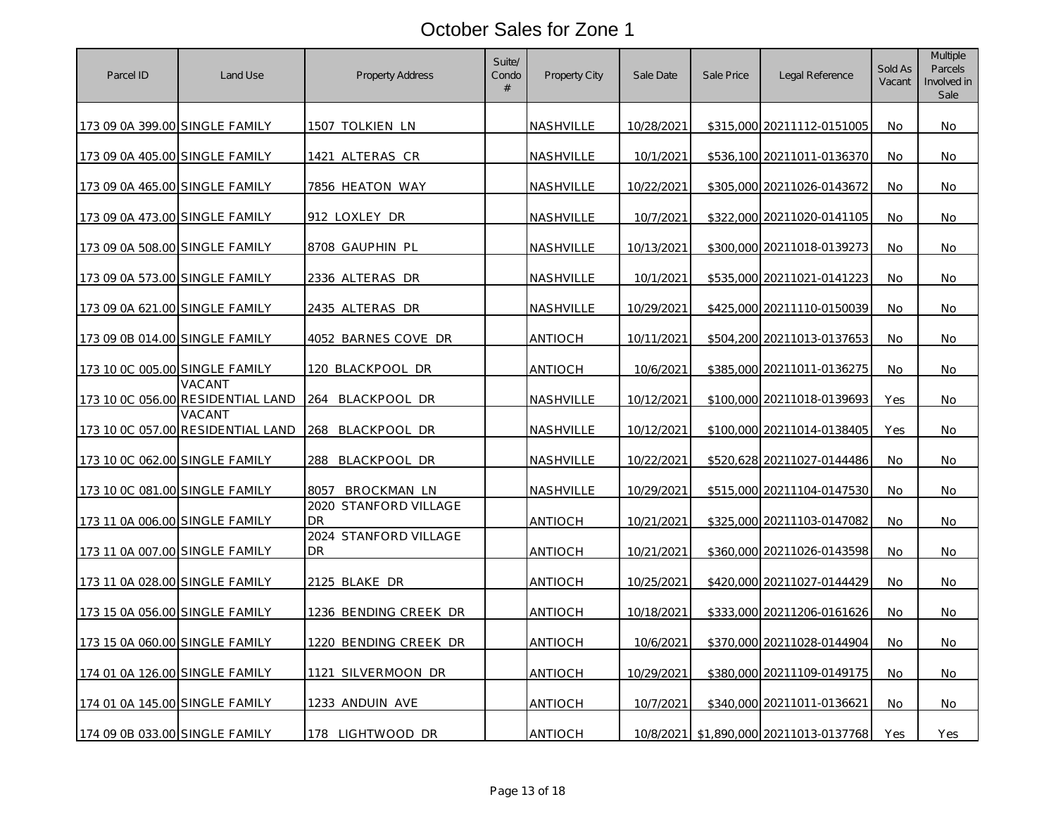# October Sales for Zone 1

| Parcel ID | Land Use | Property Address | Suite/ Condo # | Property City | Sale Date | Sale Price | Legal Reference | Sold As Vacant | Multiple Parcels Involved in Sale |
|---|---|---|---|---|---|---|---|---|---|
| 173 09 0A 399.00 | SINGLE FAMILY | 1507 TOLKIEN LN | | NASHVILLE | 10/28/2021 | $315,000 | 20211112-0151005 | No | No |
| 173 09 0A 405.00 | SINGLE FAMILY | 1421 ALTERAS CR | | NASHVILLE | 10/1/2021 | $536,100 | 20211011-0136370 | No | No |
| 173 09 0A 465.00 | SINGLE FAMILY | 7856 HEATON WAY | | NASHVILLE | 10/22/2021 | $305,000 | 20211026-0143672 | No | No |
| 173 09 0A 473.00 | SINGLE FAMILY | 912 LOXLEY DR | | NASHVILLE | 10/7/2021 | $322,000 | 20211020-0141105 | No | No |
| 173 09 0A 508.00 | SINGLE FAMILY | 8708 GAUPHIN PL | | NASHVILLE | 10/13/2021 | $300,000 | 20211018-0139273 | No | No |
| 173 09 0A 573.00 | SINGLE FAMILY | 2336 ALTERAS DR | | NASHVILLE | 10/1/2021 | $535,000 | 20211021-0141223 | No | No |
| 173 09 0A 621.00 | SINGLE FAMILY | 2435 ALTERAS DR | | NASHVILLE | 10/29/2021 | $425,000 | 20211110-0150039 | No | No |
| 173 09 0B 014.00 | SINGLE FAMILY | 4052 BARNES COVE DR | | ANTIOCH | 10/11/2021 | $504,200 | 20211013-0137653 | No | No |
| 173 10 0C 005.00 | SINGLE FAMILY | 120 BLACKPOOL DR | | ANTIOCH | 10/6/2021 | $385,000 | 20211011-0136275 | No | No |
| 173 10 0C 056.00 | VACANT RESIDENTIAL LAND | 264 BLACKPOOL DR | | NASHVILLE | 10/12/2021 | $100,000 | 20211018-0139693 | Yes | No |
| 173 10 0C 057.00 | VACANT RESIDENTIAL LAND | 268 BLACKPOOL DR | | NASHVILLE | 10/12/2021 | $100,000 | 20211014-0138405 | Yes | No |
| 173 10 0C 062.00 | SINGLE FAMILY | 288 BLACKPOOL DR | | NASHVILLE | 10/22/2021 | $520,628 | 20211027-0144486 | No | No |
| 173 10 0C 081.00 | SINGLE FAMILY | 8057 BROCKMAN LN | | NASHVILLE | 10/29/2021 | $515,000 | 20211104-0147530 | No | No |
| 173 11 0A 006.00 | SINGLE FAMILY | 2020 STANFORD VILLAGE DR | | ANTIOCH | 10/21/2021 | $325,000 | 20211103-0147082 | No | No |
| 173 11 0A 007.00 | SINGLE FAMILY | 2024 STANFORD VILLAGE DR | | ANTIOCH | 10/21/2021 | $360,000 | 20211026-0143598 | No | No |
| 173 11 0A 028.00 | SINGLE FAMILY | 2125 BLAKE DR | | ANTIOCH | 10/25/2021 | $420,000 | 20211027-0144429 | No | No |
| 173 15 0A 056.00 | SINGLE FAMILY | 1236 BENDING CREEK DR | | ANTIOCH | 10/18/2021 | $333,000 | 20211206-0161626 | No | No |
| 173 15 0A 060.00 | SINGLE FAMILY | 1220 BENDING CREEK DR | | ANTIOCH | 10/6/2021 | $370,000 | 20211028-0144904 | No | No |
| 174 01 0A 126.00 | SINGLE FAMILY | 1121 SILVERMOON DR | | ANTIOCH | 10/29/2021 | $380,000 | 20211109-0149175 | No | No |
| 174 01 0A 145.00 | SINGLE FAMILY | 1233 ANDUIN AVE | | ANTIOCH | 10/7/2021 | $340,000 | 20211011-0136621 | No | No |
| 174 09 0B 033.00 | SINGLE FAMILY | 178 LIGHTWOOD DR | | ANTIOCH | 10/8/2021 | $1,890,000 | 20211013-0137768 | Yes | Yes |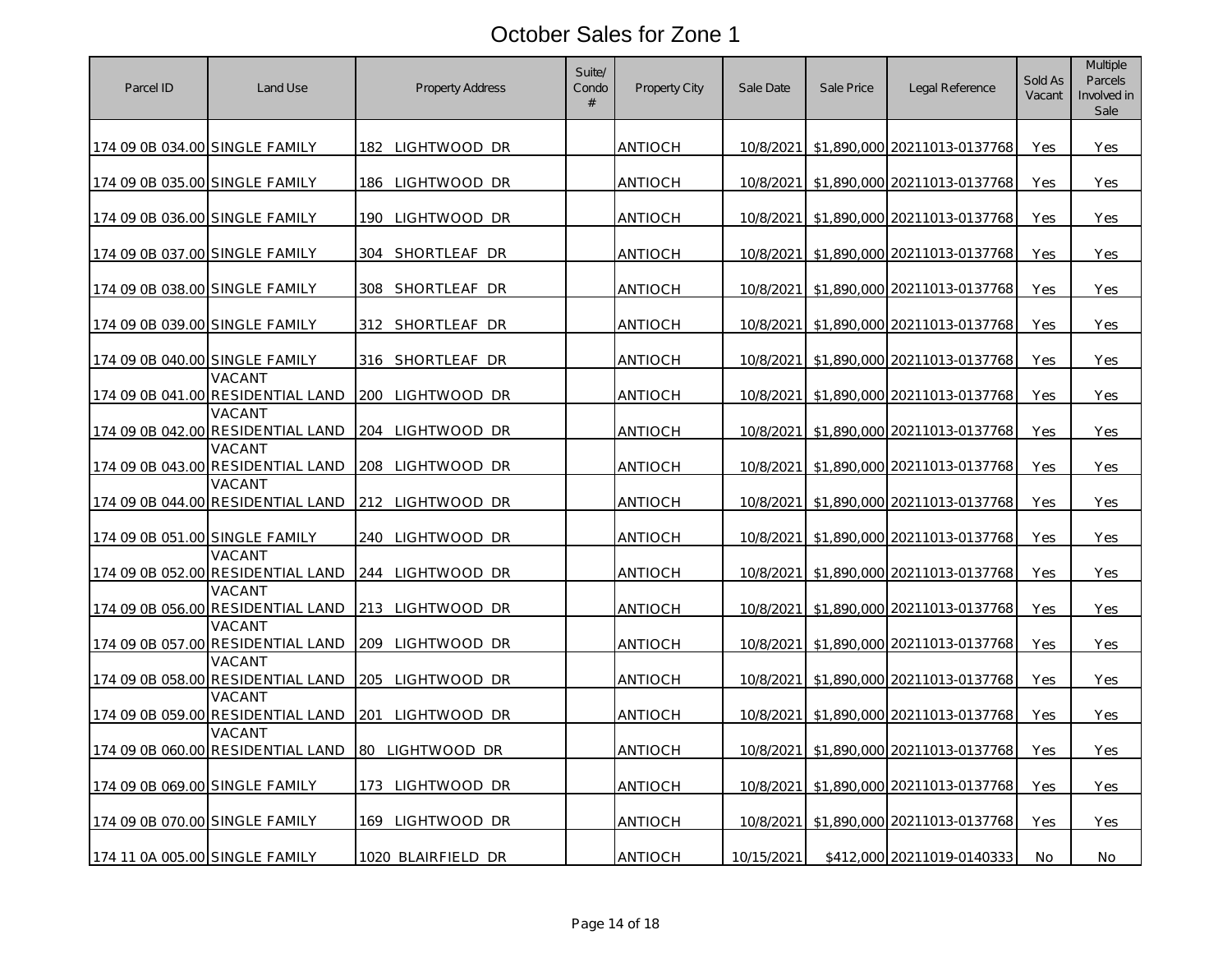# October Sales for Zone 1

| Parcel ID | Land Use | Property Address | Suite/ Condo # | Property City | Sale Date | Sale Price | Legal Reference | Sold As Vacant | Multiple Parcels Involved in Sale |
|---|---|---|---|---|---|---|---|---|---|
| 174 09 0B 034.00 | SINGLE FAMILY | 182 LIGHTWOOD DR | | ANTIOCH | 10/8/2021 | $1,890,000 | 20211013-0137768 | Yes | Yes |
| 174 09 0B 035.00 | SINGLE FAMILY | 186 LIGHTWOOD DR | | ANTIOCH | 10/8/2021 | $1,890,000 | 20211013-0137768 | Yes | Yes |
| 174 09 0B 036.00 | SINGLE FAMILY | 190 LIGHTWOOD DR | | ANTIOCH | 10/8/2021 | $1,890,000 | 20211013-0137768 | Yes | Yes |
| 174 09 0B 037.00 | SINGLE FAMILY | 304 SHORTLEAF DR | | ANTIOCH | 10/8/2021 | $1,890,000 | 20211013-0137768 | Yes | Yes |
| 174 09 0B 038.00 | SINGLE FAMILY | 308 SHORTLEAF DR | | ANTIOCH | 10/8/2021 | $1,890,000 | 20211013-0137768 | Yes | Yes |
| 174 09 0B 039.00 | SINGLE FAMILY | 312 SHORTLEAF DR | | ANTIOCH | 10/8/2021 | $1,890,000 | 20211013-0137768 | Yes | Yes |
| 174 09 0B 040.00 | SINGLE FAMILY | 316 SHORTLEAF DR | | ANTIOCH | 10/8/2021 | $1,890,000 | 20211013-0137768 | Yes | Yes |
| 174 09 0B 041.00 | VACANT RESIDENTIAL LAND | 200 LIGHTWOOD DR | | ANTIOCH | 10/8/2021 | $1,890,000 | 20211013-0137768 | Yes | Yes |
| 174 09 0B 042.00 | VACANT RESIDENTIAL LAND | 204 LIGHTWOOD DR | | ANTIOCH | 10/8/2021 | $1,890,000 | 20211013-0137768 | Yes | Yes |
| 174 09 0B 043.00 | VACANT RESIDENTIAL LAND | 208 LIGHTWOOD DR | | ANTIOCH | 10/8/2021 | $1,890,000 | 20211013-0137768 | Yes | Yes |
| 174 09 0B 044.00 | VACANT RESIDENTIAL LAND | 212 LIGHTWOOD DR | | ANTIOCH | 10/8/2021 | $1,890,000 | 20211013-0137768 | Yes | Yes |
| 174 09 0B 051.00 | SINGLE FAMILY | 240 LIGHTWOOD DR | | ANTIOCH | 10/8/2021 | $1,890,000 | 20211013-0137768 | Yes | Yes |
| 174 09 0B 052.00 | VACANT RESIDENTIAL LAND | 244 LIGHTWOOD DR | | ANTIOCH | 10/8/2021 | $1,890,000 | 20211013-0137768 | Yes | Yes |
| 174 09 0B 056.00 | VACANT RESIDENTIAL LAND | 213 LIGHTWOOD DR | | ANTIOCH | 10/8/2021 | $1,890,000 | 20211013-0137768 | Yes | Yes |
| 174 09 0B 057.00 | VACANT RESIDENTIAL LAND | 209 LIGHTWOOD DR | | ANTIOCH | 10/8/2021 | $1,890,000 | 20211013-0137768 | Yes | Yes |
| 174 09 0B 058.00 | VACANT RESIDENTIAL LAND | 205 LIGHTWOOD DR | | ANTIOCH | 10/8/2021 | $1,890,000 | 20211013-0137768 | Yes | Yes |
| 174 09 0B 059.00 | VACANT RESIDENTIAL LAND | 201 LIGHTWOOD DR | | ANTIOCH | 10/8/2021 | $1,890,000 | 20211013-0137768 | Yes | Yes |
| 174 09 0B 060.00 | VACANT RESIDENTIAL LAND | 80 LIGHTWOOD DR | | ANTIOCH | 10/8/2021 | $1,890,000 | 20211013-0137768 | Yes | Yes |
| 174 09 0B 069.00 | SINGLE FAMILY | 173 LIGHTWOOD DR | | ANTIOCH | 10/8/2021 | $1,890,000 | 20211013-0137768 | Yes | Yes |
| 174 09 0B 070.00 | SINGLE FAMILY | 169 LIGHTWOOD DR | | ANTIOCH | 10/8/2021 | $1,890,000 | 20211013-0137768 | Yes | Yes |
| 174 11 0A 005.00 | SINGLE FAMILY | 1020 BLAIRFIELD DR | | ANTIOCH | 10/15/2021 | $412,000 | 20211019-0140333 | No | No |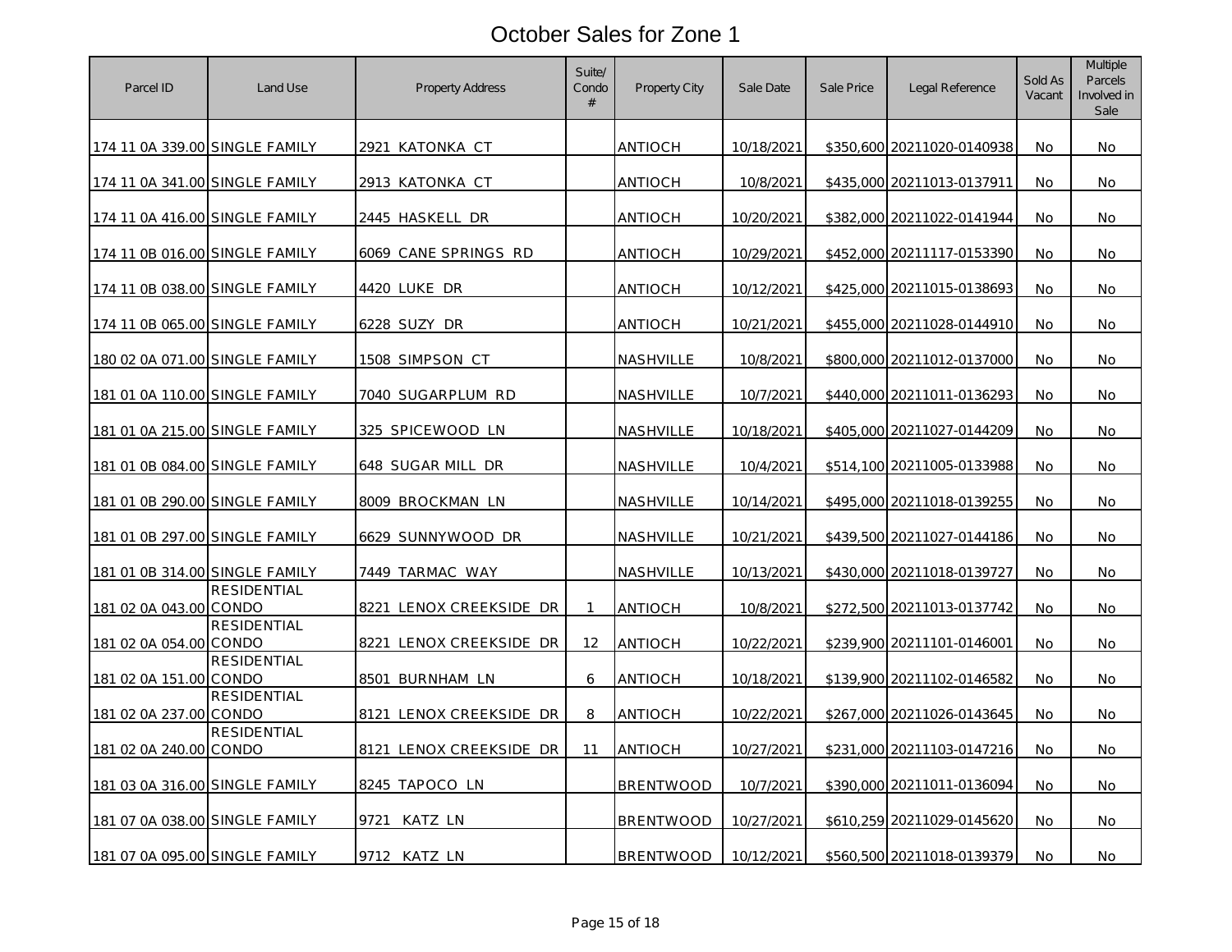# October Sales for Zone 1

| Parcel ID | Land Use | Property Address | Suite/ Condo # | Property City | Sale Date | Sale Price | Legal Reference | Sold As Vacant | Multiple Parcels Involved in Sale |
|---|---|---|---|---|---|---|---|---|---|
| 174 11 0A 339.00 | SINGLE FAMILY | 2921 KATONKA CT | | ANTIOCH | 10/18/2021 | $350,600 | 20211020-0140938 | No | No |
| 174 11 0A 341.00 | SINGLE FAMILY | 2913 KATONKA CT | | ANTIOCH | 10/8/2021 | $435,000 | 20211013-0137911 | No | No |
| 174 11 0A 416.00 | SINGLE FAMILY | 2445 HASKELL DR | | ANTIOCH | 10/20/2021 | $382,000 | 20211022-0141944 | No | No |
| 174 11 0B 016.00 | SINGLE FAMILY | 6069 CANE SPRINGS RD | | ANTIOCH | 10/29/2021 | $452,000 | 20211117-0153390 | No | No |
| 174 11 0B 038.00 | SINGLE FAMILY | 4420 LUKE DR | | ANTIOCH | 10/12/2021 | $425,000 | 20211015-0138693 | No | No |
| 174 11 0B 065.00 | SINGLE FAMILY | 6228 SUZY DR | | ANTIOCH | 10/21/2021 | $455,000 | 20211028-0144910 | No | No |
| 180 02 0A 071.00 | SINGLE FAMILY | 1508 SIMPSON CT | | NASHVILLE | 10/8/2021 | $800,000 | 20211012-0137000 | No | No |
| 181 01 0A 110.00 | SINGLE FAMILY | 7040 SUGARPLUM RD | | NASHVILLE | 10/7/2021 | $440,000 | 20211011-0136293 | No | No |
| 181 01 0A 215.00 | SINGLE FAMILY | 325 SPICEWOOD LN | | NASHVILLE | 10/18/2021 | $405,000 | 20211027-0144209 | No | No |
| 181 01 0B 084.00 | SINGLE FAMILY | 648 SUGAR MILL DR | | NASHVILLE | 10/4/2021 | $514,100 | 20211005-0133988 | No | No |
| 181 01 0B 290.00 | SINGLE FAMILY | 8009 BROCKMAN LN | | NASHVILLE | 10/14/2021 | $495,000 | 20211018-0139255 | No | No |
| 181 01 0B 297.00 | SINGLE FAMILY | 6629 SUNNYWOOD DR | | NASHVILLE | 10/21/2021 | $439,500 | 20211027-0144186 | No | No |
| 181 01 0B 314.00 | SINGLE FAMILY | 7449 TARMAC WAY | | NASHVILLE | 10/13/2021 | $430,000 | 20211018-0139727 | No | No |
| 181 02 0A 043.00 | RESIDENTIAL CONDO | 8221 LENOX CREEKSIDE DR | 1 | ANTIOCH | 10/8/2021 | $272,500 | 20211013-0137742 | No | No |
| 181 02 0A 054.00 | RESIDENTIAL CONDO | 8221 LENOX CREEKSIDE DR | 12 | ANTIOCH | 10/22/2021 | $239,900 | 20211101-0146001 | No | No |
| 181 02 0A 151.00 | RESIDENTIAL CONDO | 8501 BURNHAM LN | 6 | ANTIOCH | 10/18/2021 | $139,900 | 20211102-0146582 | No | No |
| 181 02 0A 237.00 | RESIDENTIAL CONDO | 8121 LENOX CREEKSIDE DR | 8 | ANTIOCH | 10/22/2021 | $267,000 | 20211026-0143645 | No | No |
| 181 02 0A 240.00 | RESIDENTIAL CONDO | 8121 LENOX CREEKSIDE DR | 11 | ANTIOCH | 10/27/2021 | $231,000 | 20211103-0147216 | No | No |
| 181 03 0A 316.00 | SINGLE FAMILY | 8245 TAPOCO LN | | BRENTWOOD | 10/7/2021 | $390,000 | 20211011-0136094 | No | No |
| 181 07 0A 038.00 | SINGLE FAMILY | 9721 KATZ LN | | BRENTWOOD | 10/27/2021 | $610,259 | 20211029-0145620 | No | No |
| 181 07 0A 095.00 | SINGLE FAMILY | 9712 KATZ LN | | BRENTWOOD | 10/12/2021 | $560,500 | 20211018-0139379 | No | No |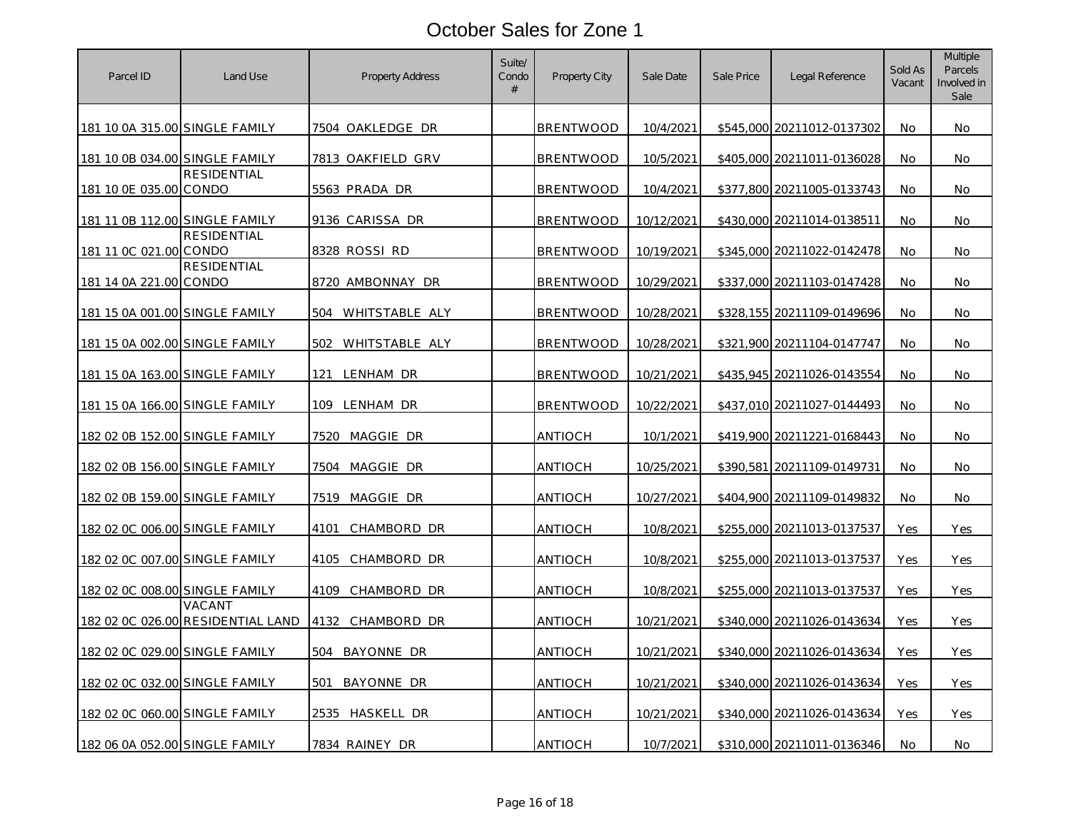# October Sales for Zone 1

| Parcel ID | Land Use | Property Address | Suite/ Condo # | Property City | Sale Date | Sale Price | Legal Reference | Sold As Vacant | Multiple Parcels Involved in Sale |
|---|---|---|---|---|---|---|---|---|---|
| 181 10 0A 315.00 | SINGLE FAMILY | 7504 OAKLEDGE DR | | BRENTWOOD | 10/4/2021 | $545,000 | 20211012-0137302 | No | No |
| 181 10 0B 034.00 | SINGLE FAMILY | 7813 OAKFIELD GRV | | BRENTWOOD | 10/5/2021 | $405,000 | 20211011-0136028 | No | No |
| 181 10 0E 035.00 | RESIDENTIAL CONDO | 5563 PRADA DR | | BRENTWOOD | 10/4/2021 | $377,800 | 20211005-0133743 | No | No |
| 181 11 0B 112.00 | SINGLE FAMILY | 9136 CARISSA DR | | BRENTWOOD | 10/12/2021 | $430,000 | 20211014-0138511 | No | No |
| 181 11 0C 021.00 | RESIDENTIAL CONDO | 8328 ROSSI RD | | BRENTWOOD | 10/19/2021 | $345,000 | 20211022-0142478 | No | No |
| 181 14 0A 221.00 | RESIDENTIAL CONDO | 8720 AMBONNAY DR | | BRENTWOOD | 10/29/2021 | $337,000 | 20211103-0147428 | No | No |
| 181 15 0A 001.00 | SINGLE FAMILY | 504 WHITSTABLE ALY | | BRENTWOOD | 10/28/2021 | $328,155 | 20211109-0149696 | No | No |
| 181 15 0A 002.00 | SINGLE FAMILY | 502 WHITSTABLE ALY | | BRENTWOOD | 10/28/2021 | $321,900 | 20211104-0147747 | No | No |
| 181 15 0A 163.00 | SINGLE FAMILY | 121 LENHAM DR | | BRENTWOOD | 10/21/2021 | $435,945 | 20211026-0143554 | No | No |
| 181 15 0A 166.00 | SINGLE FAMILY | 109 LENHAM DR | | BRENTWOOD | 10/22/2021 | $437,010 | 20211027-0144493 | No | No |
| 182 02 0B 152.00 | SINGLE FAMILY | 7520 MAGGIE DR | | ANTIOCH | 10/1/2021 | $419,900 | 20211221-0168443 | No | No |
| 182 02 0B 156.00 | SINGLE FAMILY | 7504 MAGGIE DR | | ANTIOCH | 10/25/2021 | $390,581 | 20211109-0149731 | No | No |
| 182 02 0B 159.00 | SINGLE FAMILY | 7519 MAGGIE DR | | ANTIOCH | 10/27/2021 | $404,900 | 20211109-0149832 | No | No |
| 182 02 0C 006.00 | SINGLE FAMILY | 4101 CHAMBORD DR | | ANTIOCH | 10/8/2021 | $255,000 | 20211013-0137537 | Yes | Yes |
| 182 02 0C 007.00 | SINGLE FAMILY | 4105 CHAMBORD DR | | ANTIOCH | 10/8/2021 | $255,000 | 20211013-0137537 | Yes | Yes |
| 182 02 0C 008.00 | SINGLE FAMILY | 4109 CHAMBORD DR | | ANTIOCH | 10/8/2021 | $255,000 | 20211013-0137537 | Yes | Yes |
| 182 02 0C 026.00 | VACANT RESIDENTIAL LAND | 4132 CHAMBORD DR | | ANTIOCH | 10/21/2021 | $340,000 | 20211026-0143634 | Yes | Yes |
| 182 02 0C 029.00 | SINGLE FAMILY | 504 BAYONNE DR | | ANTIOCH | 10/21/2021 | $340,000 | 20211026-0143634 | Yes | Yes |
| 182 02 0C 032.00 | SINGLE FAMILY | 501 BAYONNE DR | | ANTIOCH | 10/21/2021 | $340,000 | 20211026-0143634 | Yes | Yes |
| 182 02 0C 060.00 | SINGLE FAMILY | 2535 HASKELL DR | | ANTIOCH | 10/21/2021 | $340,000 | 20211026-0143634 | Yes | Yes |
| 182 06 0A 052.00 | SINGLE FAMILY | 7834 RAINEY DR | | ANTIOCH | 10/7/2021 | $310,000 | 20211011-0136346 | No | No |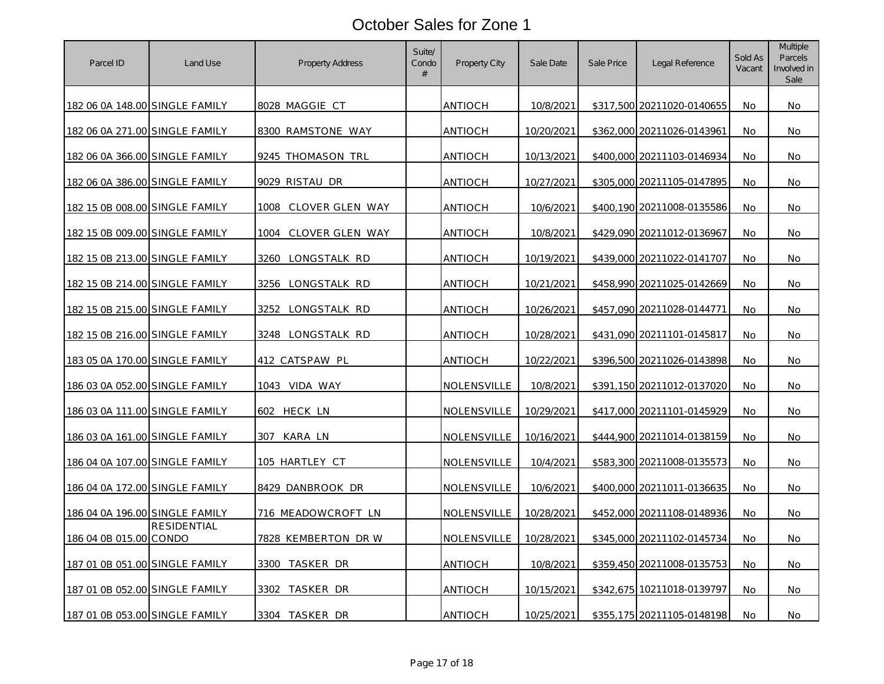# October Sales for Zone 1

| Parcel ID | Land Use | Property Address | Suite/ Condo # | Property City | Sale Date | Sale Price | Legal Reference | Sold As Vacant | Multiple Parcels Involved in Sale |
|---|---|---|---|---|---|---|---|---|---|
| 182 06 0A 148.00 | SINGLE FAMILY | 8028 MAGGIE CT | | ANTIOCH | 10/8/2021 | $317,500 | 20211020-0140655 | No | No |
| 182 06 0A 271.00 | SINGLE FAMILY | 8300 RAMSTONE WAY | | ANTIOCH | 10/20/2021 | $362,000 | 20211026-0143961 | No | No |
| 182 06 0A 366.00 | SINGLE FAMILY | 9245 THOMASON TRL | | ANTIOCH | 10/13/2021 | $400,000 | 20211103-0146934 | No | No |
| 182 06 0A 386.00 | SINGLE FAMILY | 9029 RISTAU DR | | ANTIOCH | 10/27/2021 | $305,000 | 20211105-0147895 | No | No |
| 182 15 0B 008.00 | SINGLE FAMILY | 1008 CLOVER GLEN WAY | | ANTIOCH | 10/6/2021 | $400,190 | 20211008-0135586 | No | No |
| 182 15 0B 009.00 | SINGLE FAMILY | 1004 CLOVER GLEN WAY | | ANTIOCH | 10/8/2021 | $429,090 | 20211012-0136967 | No | No |
| 182 15 0B 213.00 | SINGLE FAMILY | 3260 LONGSTALK RD | | ANTIOCH | 10/19/2021 | $439,000 | 20211022-0141707 | No | No |
| 182 15 0B 214.00 | SINGLE FAMILY | 3256 LONGSTALK RD | | ANTIOCH | 10/21/2021 | $458,990 | 20211025-0142669 | No | No |
| 182 15 0B 215.00 | SINGLE FAMILY | 3252 LONGSTALK RD | | ANTIOCH | 10/26/2021 | $457,090 | 20211028-0144771 | No | No |
| 182 15 0B 216.00 | SINGLE FAMILY | 3248 LONGSTALK RD | | ANTIOCH | 10/28/2021 | $431,090 | 20211101-0145817 | No | No |
| 183 05 0A 170.00 | SINGLE FAMILY | 412 CATSPAW PL | | ANTIOCH | 10/22/2021 | $396,500 | 20211026-0143898 | No | No |
| 186 03 0A 052.00 | SINGLE FAMILY | 1043 VIDA WAY | | NOLENSVILLE | 10/8/2021 | $391,150 | 20211012-0137020 | No | No |
| 186 03 0A 111.00 | SINGLE FAMILY | 602 HECK LN | | NOLENSVILLE | 10/29/2021 | $417,000 | 20211101-0145929 | No | No |
| 186 03 0A 161.00 | SINGLE FAMILY | 307 KARA LN | | NOLENSVILLE | 10/16/2021 | $444,900 | 20211014-0138159 | No | No |
| 186 04 0A 107.00 | SINGLE FAMILY | 105 HARTLEY CT | | NOLENSVILLE | 10/4/2021 | $583,300 | 20211008-0135573 | No | No |
| 186 04 0A 172.00 | SINGLE FAMILY | 8429 DANBROOK DR | | NOLENSVILLE | 10/6/2021 | $400,000 | 20211011-0136635 | No | No |
| 186 04 0A 196.00 | SINGLE FAMILY | 716 MEADOWCROFT LN | | NOLENSVILLE | 10/28/2021 | $452,000 | 20211108-0148936 | No | No |
| 186 04 0B 015.00 | RESIDENTIAL CONDO | 7828 KEMBERTON DR W | | NOLENSVILLE | 10/28/2021 | $345,000 | 20211102-0145734 | No | No |
| 187 01 0B 051.00 | SINGLE FAMILY | 3300 TASKER DR | | ANTIOCH | 10/8/2021 | $359,450 | 20211008-0135753 | No | No |
| 187 01 0B 052.00 | SINGLE FAMILY | 3302 TASKER DR | | ANTIOCH | 10/15/2021 | $342,675 | 10211018-0139797 | No | No |
| 187 01 0B 053.00 | SINGLE FAMILY | 3304 TASKER DR | | ANTIOCH | 10/25/2021 | $355,175 | 20211105-0148198 | No | No |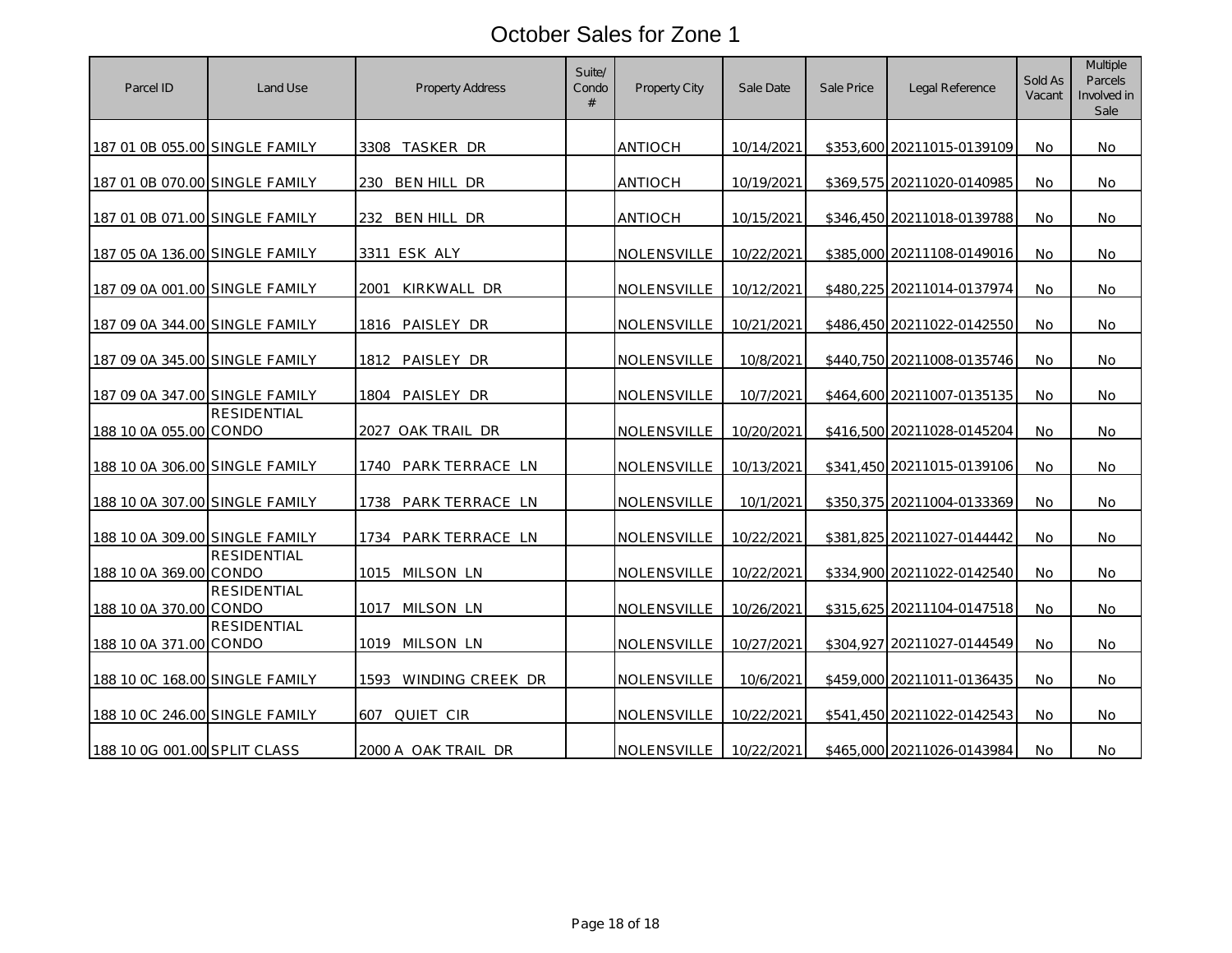# October Sales for Zone 1

| Parcel ID | Land Use | Property Address | Suite/ Condo # | Property City | Sale Date | Sale Price | Legal Reference | Sold As Vacant | Multiple Parcels Involved in Sale |
|---|---|---|---|---|---|---|---|---|---|
| 187 01 0B 055.00 | SINGLE FAMILY | 3308 TASKER DR | | ANTIOCH | 10/14/2021 | $353,600 | 20211015-0139109 | No | No |
| 187 01 0B 070.00 | SINGLE FAMILY | 230 BEN HILL DR | | ANTIOCH | 10/19/2021 | $369,575 | 20211020-0140985 | No | No |
| 187 01 0B 071.00 | SINGLE FAMILY | 232 BEN HILL DR | | ANTIOCH | 10/15/2021 | $346,450 | 20211018-0139788 | No | No |
| 187 05 0A 136.00 | SINGLE FAMILY | 3311 ESK ALY | | NOLENSVILLE | 10/22/2021 | $385,000 | 20211108-0149016 | No | No |
| 187 09 0A 001.00 | SINGLE FAMILY | 2001 KIRKWALL DR | | NOLENSVILLE | 10/12/2021 | $480,225 | 20211014-0137974 | No | No |
| 187 09 0A 344.00 | SINGLE FAMILY | 1816 PAISLEY DR | | NOLENSVILLE | 10/21/2021 | $486,450 | 20211022-0142550 | No | No |
| 187 09 0A 345.00 | SINGLE FAMILY | 1812 PAISLEY DR | | NOLENSVILLE | 10/8/2021 | $440,750 | 20211008-0135746 | No | No |
| 187 09 0A 347.00 | SINGLE FAMILY | 1804 PAISLEY DR | | NOLENSVILLE | 10/7/2021 | $464,600 | 20211007-0135135 | No | No |
| 188 10 0A 055.00 | RESIDENTIAL CONDO | 2027 OAK TRAIL DR | | NOLENSVILLE | 10/20/2021 | $416,500 | 20211028-0145204 | No | No |
| 188 10 0A 306.00 | SINGLE FAMILY | 1740 PARK TERRACE LN | | NOLENSVILLE | 10/13/2021 | $341,450 | 20211015-0139106 | No | No |
| 188 10 0A 307.00 | SINGLE FAMILY | 1738 PARK TERRACE LN | | NOLENSVILLE | 10/1/2021 | $350,375 | 20211004-0133369 | No | No |
| 188 10 0A 309.00 | SINGLE FAMILY | 1734 PARK TERRACE LN | | NOLENSVILLE | 10/22/2021 | $381,825 | 20211027-0144442 | No | No |
| 188 10 0A 369.00 | RESIDENTIAL CONDO | 1015 MILSON LN | | NOLENSVILLE | 10/22/2021 | $334,900 | 20211022-0142540 | No | No |
| 188 10 0A 370.00 | RESIDENTIAL CONDO | 1017 MILSON LN | | NOLENSVILLE | 10/26/2021 | $315,625 | 20211104-0147518 | No | No |
| 188 10 0A 371.00 | RESIDENTIAL CONDO | 1019 MILSON LN | | NOLENSVILLE | 10/27/2021 | $304,927 | 20211027-0144549 | No | No |
| 188 10 0C 168.00 | SINGLE FAMILY | 1593 WINDING CREEK DR | | NOLENSVILLE | 10/6/2021 | $459,000 | 20211011-0136435 | No | No |
| 188 10 0C 246.00 | SINGLE FAMILY | 607 QUIET CIR | | NOLENSVILLE | 10/22/2021 | $541,450 | 20211022-0142543 | No | No |
| 188 10 0G 001.00 | SPLIT CLASS | 2000 A OAK TRAIL DR | | NOLENSVILLE | 10/22/2021 | $465,000 | 20211026-0143984 | No | No |